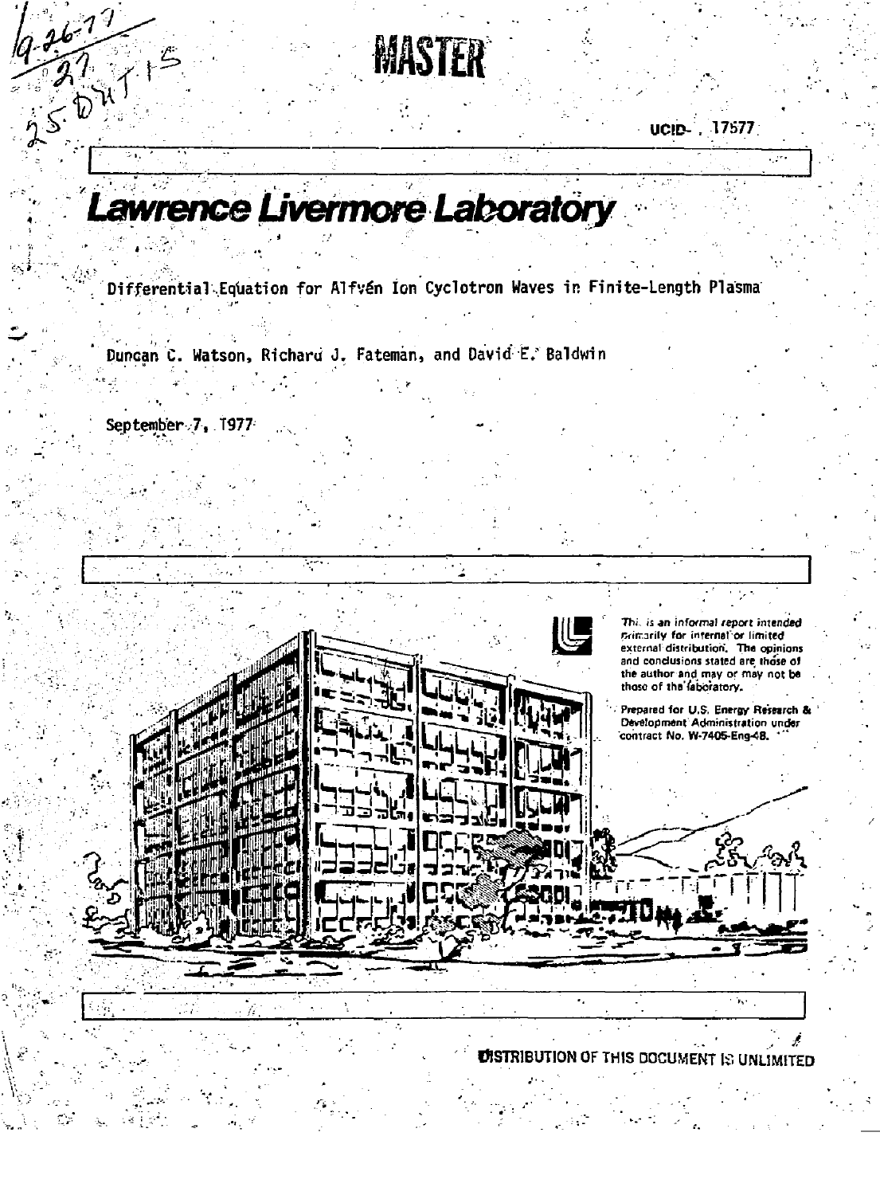MASTER

UCID- 17577

# Lawrence Livermore Laboratory

## Differential Equation for Alfvén Ion Cyclotron Waves in Finite-Length Plasma

Duncan C. Watson, Richard J. Fateman, and David E. Baldwin

September 7, 1977

*This is an informal report intended primarily for internal or limited external distribution. The opinions and conclusions stated are those of the author and may or may not be those of the laboratory.*

Prepared for U.S. Energy Research & Development Administration under contract No. W-7405-Eng-48.

DISTRIBUTION OF THIS DOCUMENT IS UNLIMITED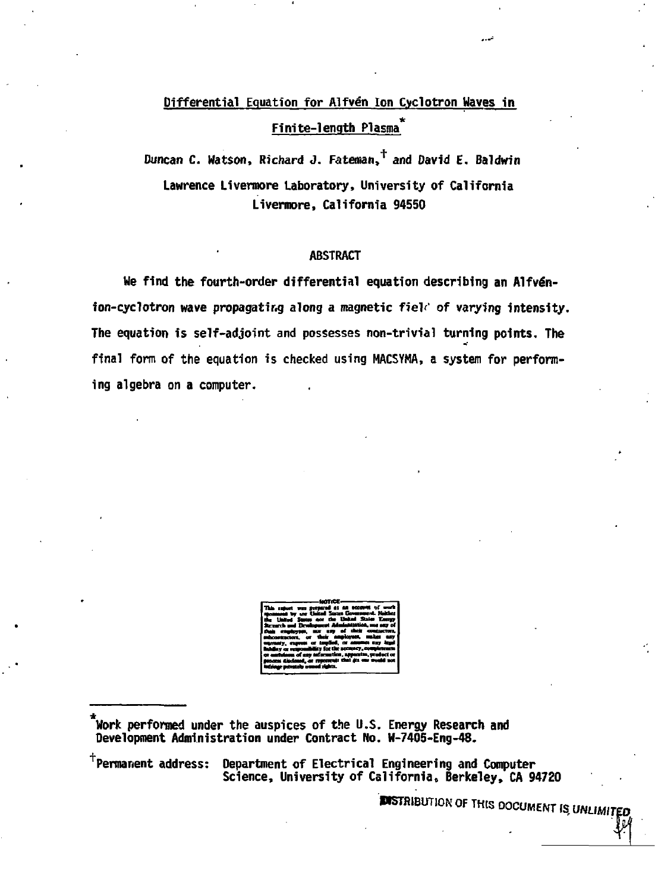Differential Equation for Alfvén Ion Cyclotron Waves in Finite-length Plasma*

Duncan C. Watson, Richard J. Fateman,† and David E. Baldwin

Lawrence Livermore Laboratory, University of California
Livermore, California 94550

## ABSTRACT

We find the fourth-order differential equation describing an Alfvén-ion-cyclotron wave propagating along a magnetic field of varying intensity. The equation is self-adjoint and possesses non-trivial turning points. The final form of the equation is checked using MACSYMA, a system for performing algebra on a computer.

NOTICE

This report was prepared as an account of work sponsored by the United States Government. Neither the United States nor the United States Energy Research and Development Administration, nor any of their employees, nor any of their contractors, subcontractors, or their employees, makes any warranty, express or implied, or assumes any legal liability or responsibility for the accuracy, completeness or usefulness of any information, apparatus, product or process disclosed, or represents that its use would not infringe privately owned rights.

---

*Work performed under the auspices of the U.S. Energy Research and Development Administration under Contract No. W-7405-Eng-48.

†Permanent address: Department of Electrical Engineering and Computer Science, University of California, Berkeley, CA 94720

DISTRIBUTION OF THIS DOCUMENT IS UNLIMITED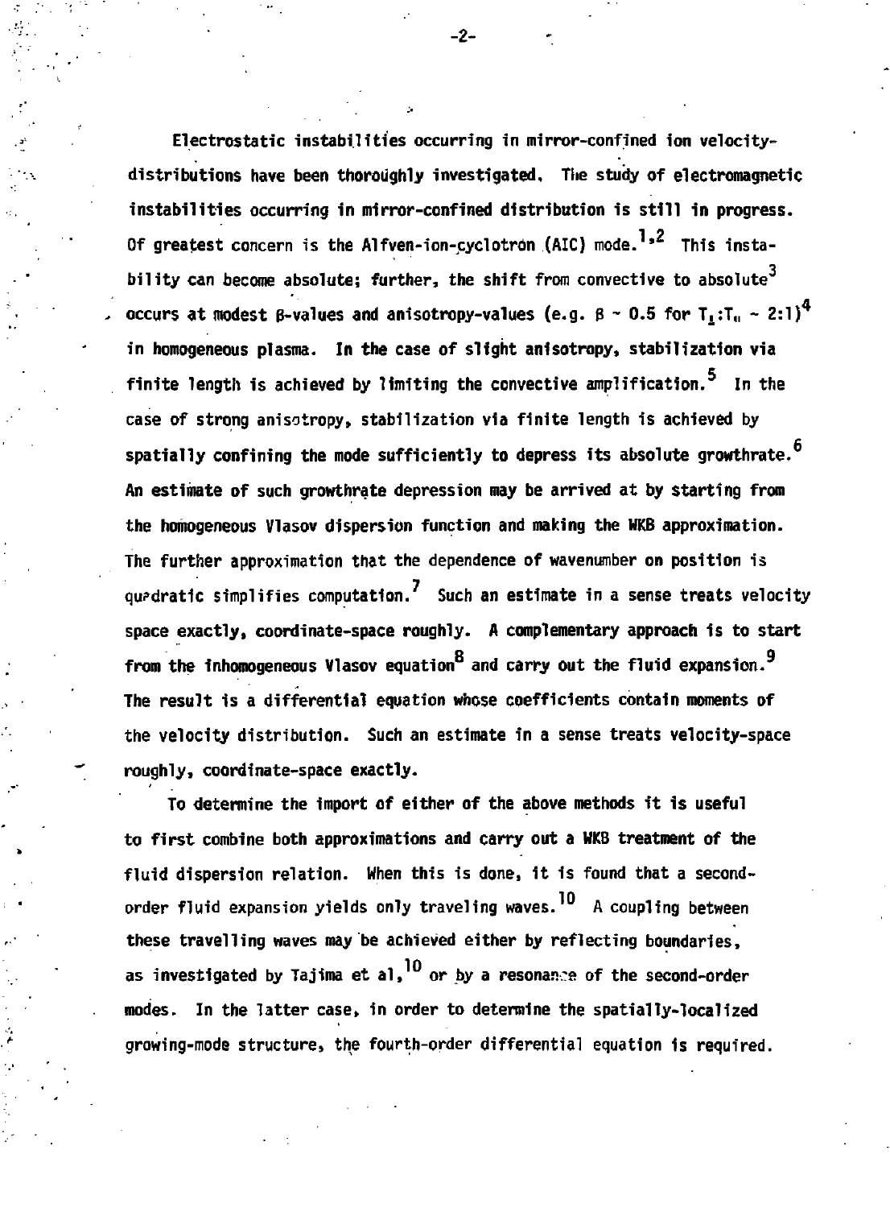Electrostatic instabilities occurring in mirror-confined ion velocity-distributions have been thoroughly investigated. The study of electromagnetic instabilities occurring in mirror-confined distribution is still in progress. Of greatest concern is the Alfven-ion-cyclotron (AIC) mode.[1,2] This instability can become absolute; further, the shift from convective to absolute[3] occurs at modest β-values and anisotropy-values (e.g. $\beta \sim 0.5$ for $T_{\perp}:T_{\parallel} \sim 2:1$)[4] in homogeneous plasma. In the case of slight anisotropy, stabilization via finite length is achieved by limiting the convective amplification.[5] In the case of strong anisotropy, stabilization via finite length is achieved by spatially confining the mode sufficiently to depress its absolute growthrate.[6] An estimate of such growthrate depression may be arrived at by starting from the homogeneous Vlasov dispersion function and making the WKB approximation. The further approximation that the dependence of wavenumber on position is quadratic simplifies computation.[7] Such an estimate in a sense treats velocity space exactly, coordinate-space roughly. A complementary approach is to start from the inhomogeneous Vlasov equation[8] and carry out the fluid expansion.[9] The result is a differential equation whose coefficients contain moments of the velocity distribution. Such an estimate in a sense treats velocity-space roughly, coordinate-space exactly.

To determine the import of either of the above methods it is useful to first combine both approximations and carry out a WKB treatment of the fluid dispersion relation. When this is done, it is found that a second-order fluid expansion yields only traveling waves.[10] A coupling between these travelling waves may be achieved either by reflecting boundaries, as investigated by Tajima et al,[10] or by a resonance of the second-order modes. In the latter case, in order to determine the spatially-localized growing-mode structure, the fourth-order differential equation is required.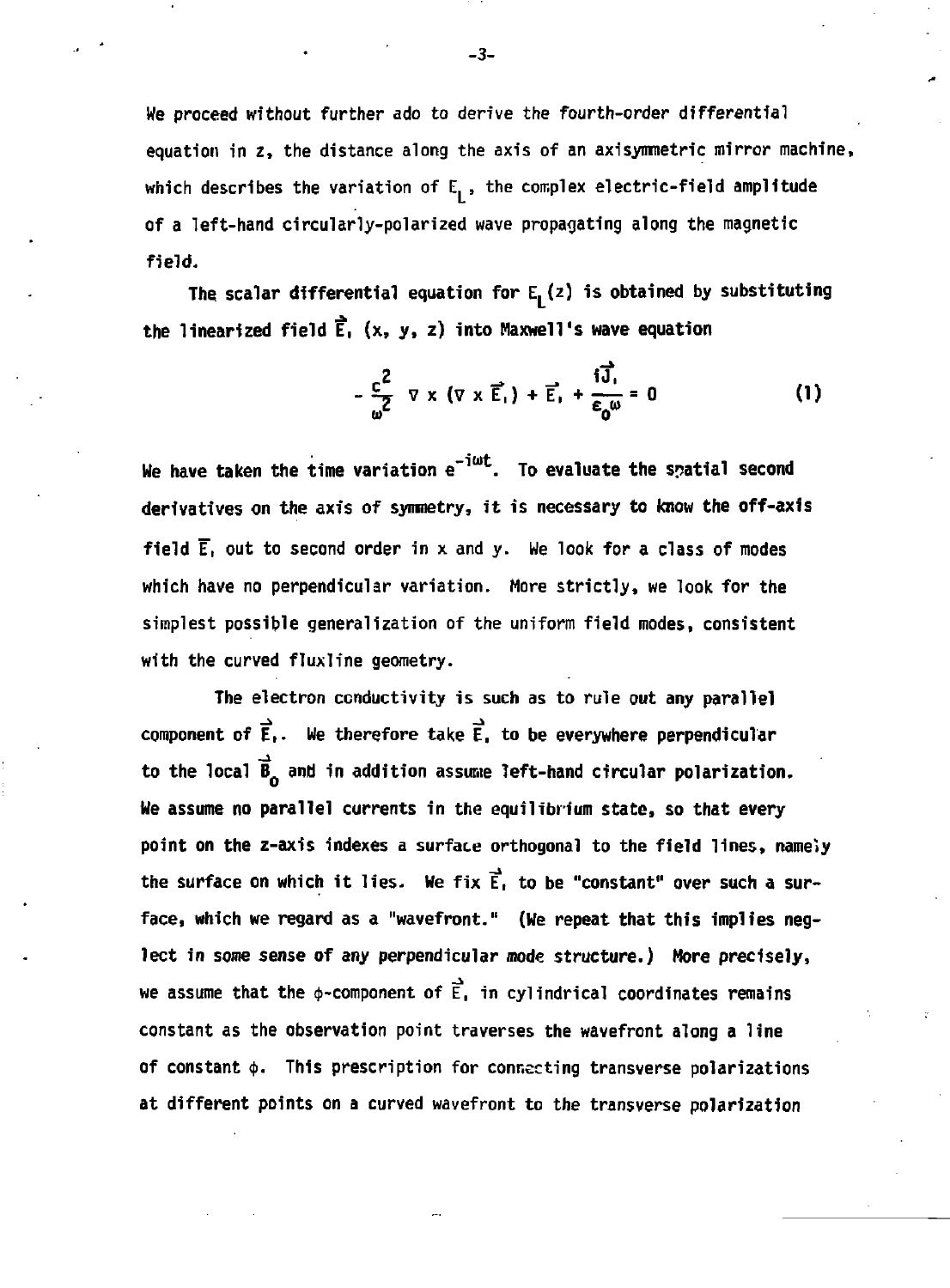We proceed without further ado to derive the fourth-order differential equation in z, the distance along the axis of an axisymmetric mirror machine, which describes the variation of $E_L$, the complex electric-field amplitude of a left-hand circularly-polarized wave propagating along the magnetic field.

The scalar differential equation for $E_L(z)$ is obtained by substituting the linearized field $\vec{E}_1$ (x, y, z) into Maxwell's wave equation

$$-\frac{c^2}{\omega^2}\ \nabla \times (\nabla \times \vec{E}_1) + \vec{E}_1 + \frac{i\vec{J}_1}{\varepsilon_0 \omega} = 0 \tag{1}$$

We have taken the time variation $e^{-i\omega t}$. To evaluate the spatial second derivatives on the axis of symmetry, it is necessary to know the off-axis field $\overline{E}_1$ out to second order in x and y. We look for a class of modes which have no perpendicular variation. More strictly, we look for the simplest possible generalization of the uniform field modes, consistent with the curved fluxline geometry.

The electron conductivity is such as to rule out any parallel component of $\vec{E}_1$. We therefore take $\vec{E}_1$ to be everywhere perpendicular to the local $\vec{B}_0$ and in addition assume left-hand circular polarization. We assume no parallel currents in the equilibrium state, so that every point on the z-axis indexes a surface orthogonal to the field lines, namely the surface on which it lies. We fix $\vec{E}_1$ to be "constant" over such a surface, which we regard as a "wavefront." (We repeat that this implies neglect in some sense of any perpendicular mode structure.) More precisely, we assume that the $\phi$-component of $\vec{E}_1$ in cylindrical coordinates remains constant as the observation point traverses the wavefront along a line of constant $\phi$. This prescription for connecting transverse polarizations at different points on a curved wavefront to the transverse polarization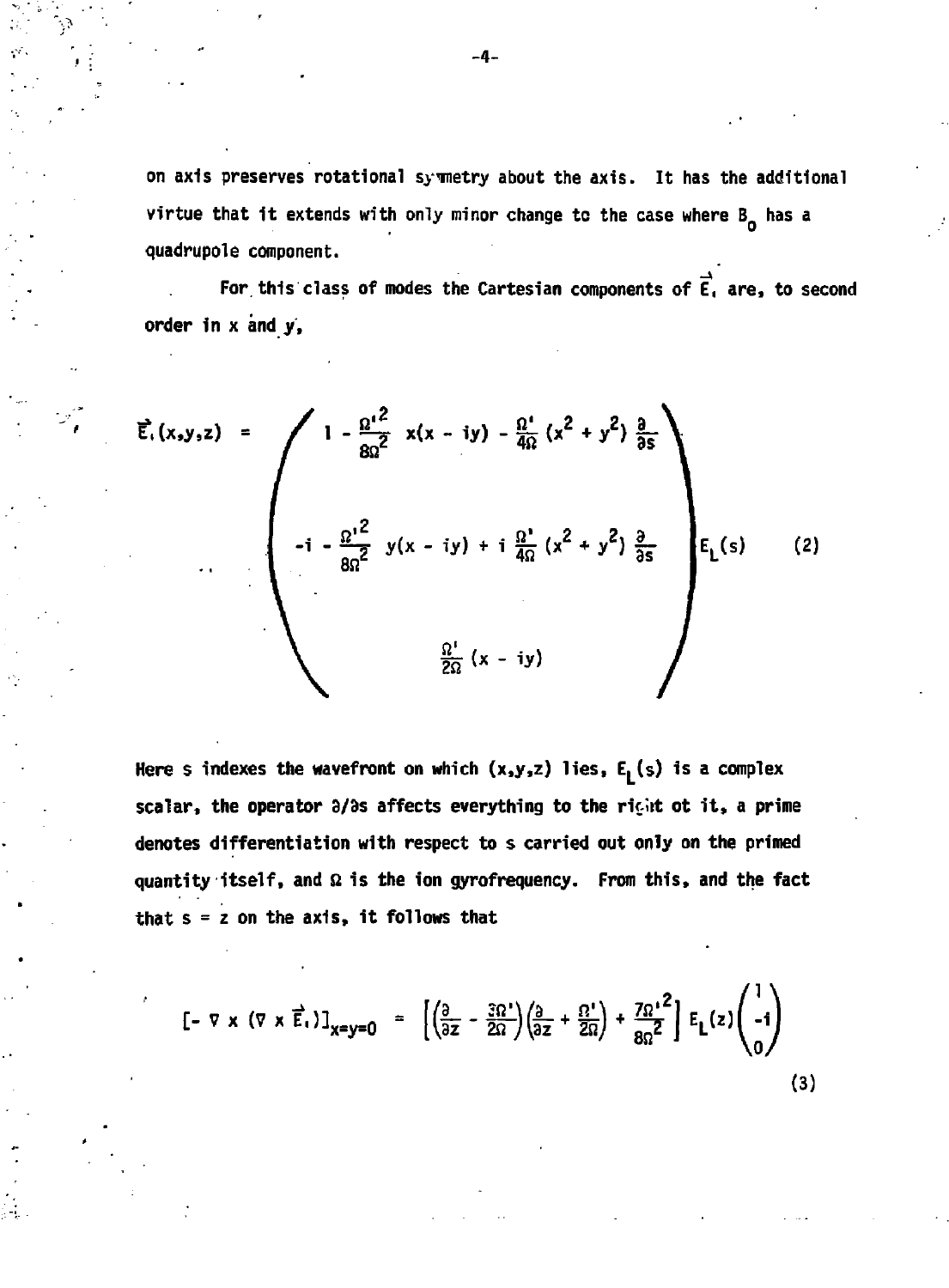on axis preserves rotational symmetry about the axis. It has the additional virtue that it extends with only minor change to the case where $B_0$ has a quadrupole component.

For this class of modes the Cartesian components of $\vec{E}_1$ are, to second order in x and y,

$$\vec{E}_1(x,y,z) = \begin{pmatrix} 1 - \frac{\Omega'^2}{8\Omega^2}\, x(x-iy) - \frac{\Omega'}{4\Omega}(x^2+y^2)\frac{\partial}{\partial s} \\ -i - \frac{\Omega'^2}{8\Omega^2}\, y(x-iy) + i\,\frac{\Omega'}{4\Omega}(x^2+y^2)\frac{\partial}{\partial s} \\ \frac{\Omega'}{2\Omega}(x-iy) \end{pmatrix} E_L(s) \qquad (2)$$

Here s indexes the wavefront on which (x,y,z) lies, $E_L(s)$ is a complex scalar, the operator $\partial/\partial s$ affects everything to the right of it, a prime denotes differentiation with respect to s carried out only on the primed quantity itself, and $\Omega$ is the ion gyrofrequency. From this, and the fact that s = z on the axis, it follows that

$$[-\nabla \times (\nabla \times \vec{E}_1)]_{x=y=0} = \left[\left(\frac{\partial}{\partial z} - \frac{3\Omega'}{2\Omega}\right)\left(\frac{\partial}{\partial z} + \frac{\Omega'}{2\Omega}\right) + \frac{7\Omega'^2}{8\Omega^2}\right] E_L(z)\begin{pmatrix} 1 \\ -i \\ 0 \end{pmatrix} \qquad (3)$$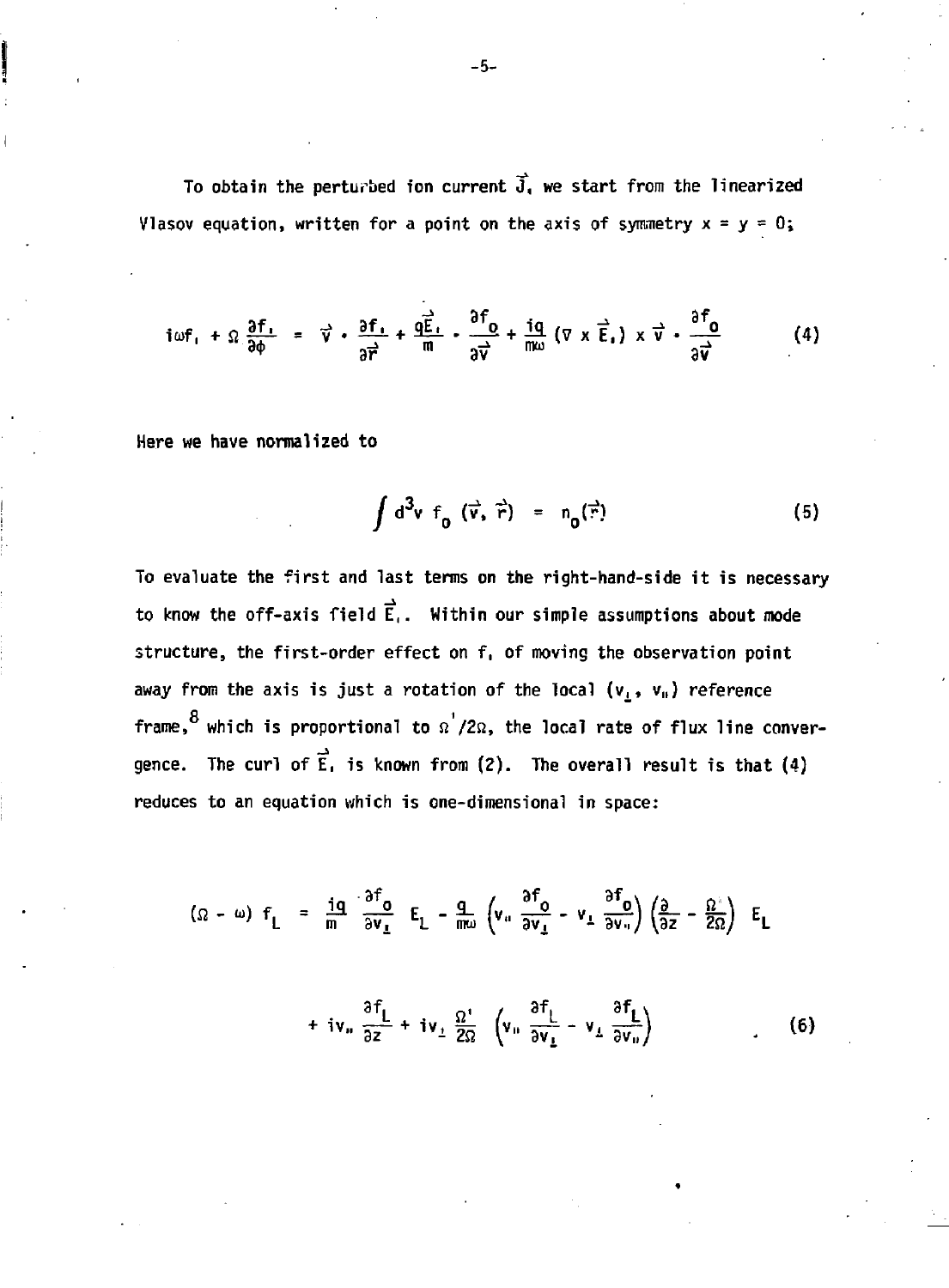To obtain the perturbed ion current $\vec{J}_1$ we start from the linearized Vlasov equation, written for a point on the axis of symmetry $x = y = 0$;

$$i\omega f_1 + \Omega \frac{\partial f_1}{\partial \phi} = \vec{v} \cdot \frac{\partial f_1}{\partial \vec{r}} + \frac{q\vec{E}_1}{m} \cdot \frac{\partial f_0}{\partial \vec{v}} + \frac{iq}{m\omega} (\nabla \times \vec{E}_1) \times \vec{v} \cdot \frac{\partial f_0}{\partial \vec{v}} \tag{4}$$

Here we have normalized to

$$\int d^3v \; f_0 \; (\vec{v}, \vec{r}) = n_0(\vec{r}) \tag{5}$$

To evaluate the first and last terms on the right-hand-side it is necessary to know the off-axis field $\vec{E}_1$. Within our simple assumptions about mode structure, the first-order effect on $f_1$ of moving the observation point away from the axis is just a rotation of the local $(v_\perp, v_\parallel)$ reference frame,[8] which is proportional to $\Omega'/2\Omega$, the local rate of flux line convergence. The curl of $\vec{E}_1$ is known from (2). The overall result is that (4) reduces to an equation which is one-dimensional in space:

$$(\Omega - \omega) f_L = \frac{iq}{m} \frac{\partial f_0}{\partial v_\perp} E_L - \frac{q}{m\omega} \left( v_\parallel \frac{\partial f_0}{\partial v_\perp} - v_\perp \frac{\partial f_0}{\partial v_\parallel} \right) \left( \frac{\partial}{\partial z} - \frac{\Omega'}{2\Omega} \right) E_L$$

$$+ i v_\parallel \frac{\partial f_L}{\partial z} + i v_\perp \frac{\Omega'}{2\Omega} \left( v_\parallel \frac{\partial f_L}{\partial v_\perp} - v_\perp \frac{\partial f_L}{\partial v_\parallel} \right) \tag{6}$$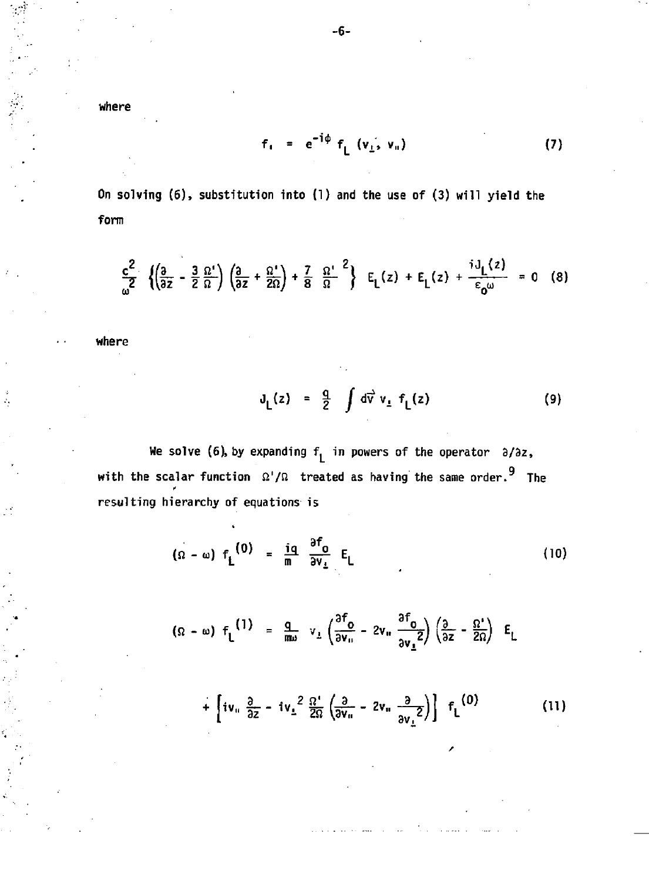where

$$f_1 = e^{-i\phi} f_L (v_\perp, v_\parallel) \tag{7}$$

On solving (6), substitution into (1) and the use of (3) will yield the form

$$\frac{c^2}{\omega^2} \left\{ \left(\frac{\partial}{\partial z} - \frac{3}{2}\frac{\Omega'}{\Omega}\right)\left(\frac{\partial}{\partial z} + \frac{\Omega'}{2\Omega}\right) + \frac{7}{8}\frac{\Omega'}{\Omega}^2 \right\} E_L(z) + E_L(z) + \frac{iJ_L(z)}{\epsilon_0 \omega} = 0 \tag{8}$$

where

$$J_L(z) = \frac{q}{2} \int d\vec{v}\, v_\perp f_L(z) \tag{9}$$

We solve (6), by expanding $f_L$ in powers of the operator $\partial/\partial z$, with the scalar function $\Omega'/\Omega$ treated as having the same order.[9] The resulting hierarchy of equations is

$$(\Omega - \omega) f_L^{(0)} = \frac{iq}{m} \frac{\partial f_o}{\partial v_\perp} E_L \tag{10}$$

$$(\Omega - \omega) f_L^{(1)} = \frac{q}{m\omega} v_\perp \left(\frac{\partial f_o}{\partial v_\parallel} - 2v_\parallel \frac{\partial f_o}{\partial v_\perp^2}\right)\left(\frac{\partial}{\partial z} - \frac{\Omega'}{2\Omega}\right) E_L$$

$$+ \left[ iv_\parallel \frac{\partial}{\partial z} - iv_\perp^2 \frac{\Omega'}{2\Omega}\left(\frac{\partial}{\partial v_\parallel} - 2v_\parallel \frac{\partial}{\partial v_\perp^2}\right)\right] f_L^{(0)} \tag{11}$$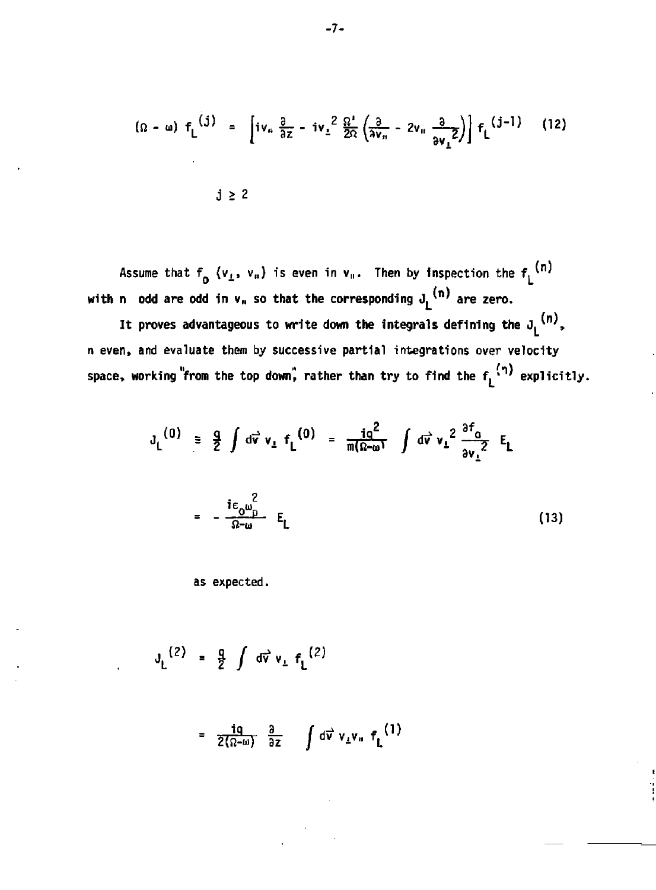$$(\Omega - \omega)\, f_L^{(j)} = \left[ i v_\parallel \frac{\partial}{\partial z} - i v_\perp^2 \frac{\Omega'}{2\Omega} \left( \frac{\partial}{\partial v_\parallel} - 2 v_\parallel \frac{\partial}{\partial v_\perp^2} \right) \right] f_L^{(j-1)} \tag{12}$$

$$j \geq 2$$

Assume that $f_0\,(v_\perp, v_\parallel)$ is even in $v_\parallel$. Then by inspection the $f_L^{(n)}$ with n odd are odd in $v_\parallel$ so that the corresponding $J_L^{(n)}$ are zero.

It proves advantageous to write down the integrals defining the $J_L^{(n)}$, n even, and evaluate them by successive partial integrations over velocity space, working "from the top down," rather than try to find the $f_L^{(n)}$ explicitly.

$$J_L^{(0)} \equiv \frac{q}{2} \int d\vec{v}\; v_\perp\, f_L^{(0)} = \frac{i q^2}{m(\Omega - \omega)} \int d\vec{v}\; v_\perp^2 \frac{\partial f_0}{\partial v_\perp^2}\, E_L$$

$$= -\frac{i \epsilon_0 \omega_p^2}{\Omega - \omega}\, E_L \tag{13}$$

as expected.

$$J_L^{(2)} = \frac{q}{2} \int d\vec{v}\; v_\perp\, f_L^{(2)}$$

$$= \frac{i q}{2(\Omega - \omega)} \frac{\partial}{\partial z} \int d\vec{v}\; v_\perp v_\parallel\, f_L^{(1)}$$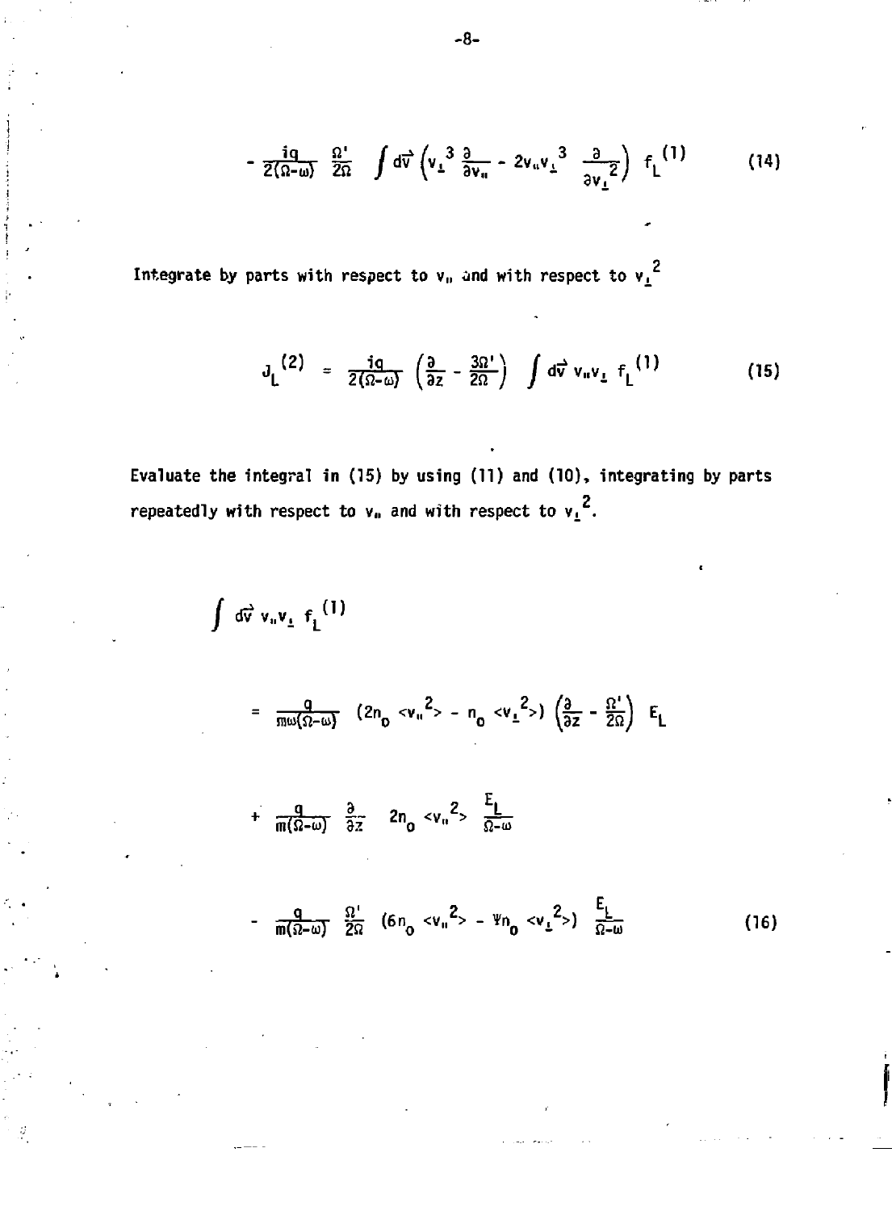$$- \frac{iq}{2(\Omega-\omega)} \frac{\Omega'}{2\Omega} \int d\vec{v} \left( v_\perp^3 \frac{\partial}{\partial v_\parallel} - 2v_\parallel v_\perp^3 \frac{\partial}{\partial v_\perp^2} \right) f_L^{(1)} \tag{14}$$

Integrate by parts with respect to $v_\parallel$ and with respect to $v_\perp^2$

$$J_L^{(2)} = \frac{iq}{2(\Omega-\omega)} \left( \frac{\partial}{\partial z} - \frac{3\Omega'}{2\Omega} \right) \int d\vec{v}\, v_\parallel v_\perp\, f_L^{(1)} \tag{15}$$

Evaluate the integral in (15) by using (11) and (10), integrating by parts repeatedly with respect to $v_\parallel$ and with respect to $v_\perp^2$.

$$\int d\vec{v}\, v_\parallel v_\perp\, f_L^{(1)}$$

$$= \frac{q}{m\omega(\Omega-\omega)} \left(2n_0 \langle v_\parallel^2 \rangle - n_0 \langle v_\perp^2 \rangle\right) \left( \frac{\partial}{\partial z} - \frac{\Omega'}{2\Omega} \right) E_L$$

$$+ \frac{q}{m(\Omega-\omega)} \frac{\partial}{\partial z} 2n_0 \langle v_\parallel^2 \rangle \frac{E_L}{\Omega-\omega}$$

$$- \frac{q}{m(\Omega-\omega)} \frac{\Omega'}{2\Omega} \left(6n_0 \langle v_\parallel^2 \rangle - 4n_0 \langle v_\perp^2 \rangle\right) \frac{E_L}{\Omega-\omega} \tag{16}$$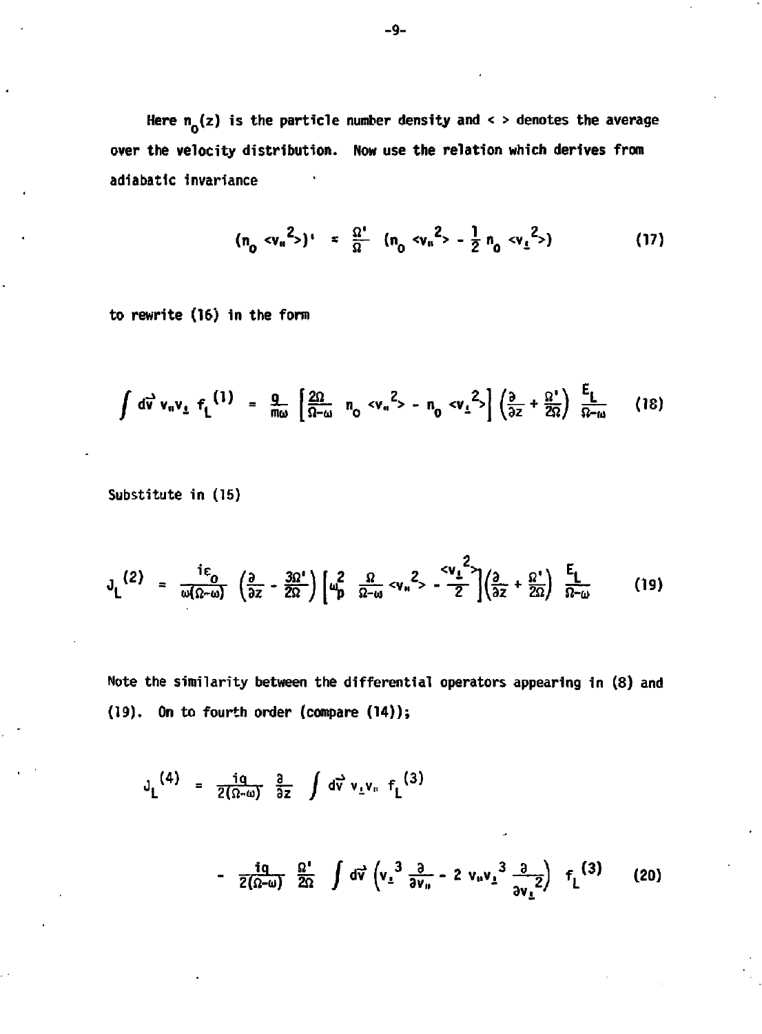Here $n_0(z)$ is the particle number density and $< >$ denotes the average over the velocity distribution. Now use the relation which derives from adiabatic invariance

$$(n_0 <v_\parallel^2>)' = \frac{\Omega'}{\Omega} \left(n_0 <v_\parallel^2> - \frac{1}{2} n_0 <v_\perp^2>\right) \tag{17}$$

to rewrite (16) in the form

$$\int d\vec{v}\, v_\parallel v_\perp f_L^{(1)} = \frac{q}{m\omega} \left[\frac{2\Omega}{\Omega-\omega}\, n_0 <v_\parallel^2> - n_0 <v_\perp^2>\right] \left(\frac{\partial}{\partial z} + \frac{\Omega'}{2\Omega}\right) \frac{E_L}{\Omega-\omega} \tag{18}$$

Substitute in (15)

$$J_L^{(2)} = \frac{i\epsilon_0}{\omega(\Omega-\omega)} \left(\frac{\partial}{\partial z} - \frac{3\Omega'}{2\Omega}\right) \left[\omega_p^2 \, \frac{\Omega}{\Omega-\omega} <v_\parallel^2> - \frac{<v_\perp^2>}{2}\right] \left(\frac{\partial}{\partial z} + \frac{\Omega'}{2\Omega}\right) \frac{E_L}{\Omega-\omega} \tag{19}$$

Note the similarity between the differential operators appearing in (8) and (19). On to fourth order (compare (14));

$$J_L^{(4)} = \frac{iq}{2(\Omega-\omega)} \frac{\partial}{\partial z} \int d\vec{v}\, v_\perp v_\parallel f_L^{(3)}$$

$$- \frac{iq}{2(\Omega-\omega)} \frac{\Omega'}{2\Omega} \int d\vec{v} \left(v_\perp^3 \frac{\partial}{\partial v_\parallel} - 2\, v_\parallel v_\perp^3 \frac{\partial}{\partial v_\perp^2}\right) f_L^{(3)} \tag{20}$$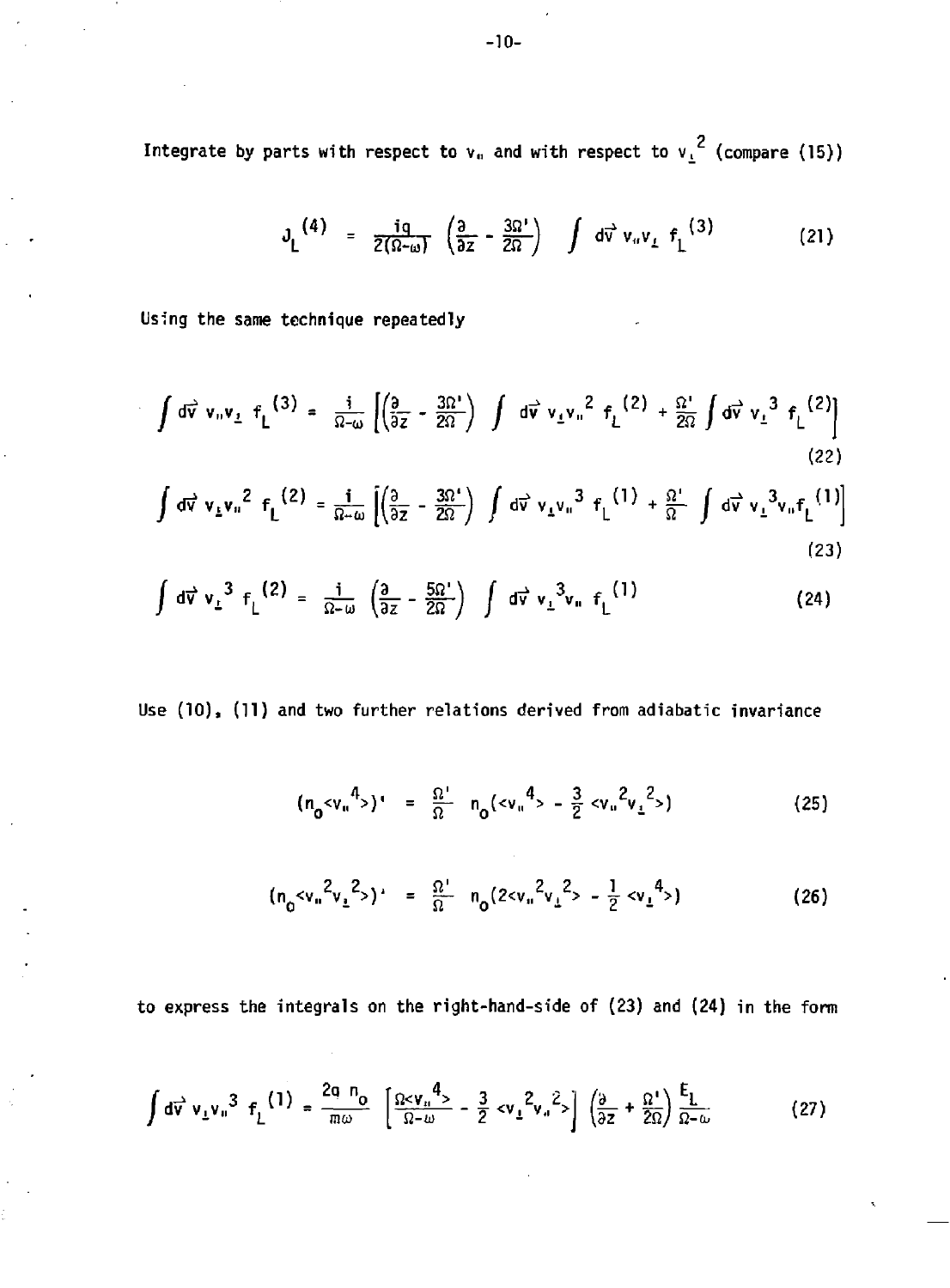Integrate by parts with respect to $v_\parallel$ and with respect to $v_\perp^2$ (compare (15))

$$J_L^{(4)} = \frac{iq}{2(\Omega-\omega)} \left(\frac{\partial}{\partial z} - \frac{3\Omega'}{2\Omega}\right) \int d\vec{v}\, v_\parallel v_\perp\, f_L^{(3)} \tag{21}$$

Using the same technique repeatedly

$$\int d\vec{v}\, v_\parallel v_\perp\, f_L^{(3)} = \frac{i}{\Omega-\omega} \left[\left(\frac{\partial}{\partial z} - \frac{3\Omega'}{2\Omega}\right) \int d\vec{v}\, v_\perp v_\parallel^2\, f_L^{(2)} + \frac{\Omega'}{2\Omega} \int d\vec{v}\, v_\perp^3\, f_L^{(2)}\right] \tag{22}$$

$$\int d\vec{v}\, v_\perp v_\parallel^2\, f_L^{(2)} = \frac{i}{\Omega-\omega} \left[\left(\frac{\partial}{\partial z} - \frac{3\Omega'}{2\Omega}\right) \int d\vec{v}\, v_\perp v_\parallel^3\, f_L^{(1)} + \frac{\Omega'}{\Omega} \int d\vec{v}\, v_\perp^3 v_\parallel f_L^{(1)}\right] \tag{23}$$

$$\int d\vec{v}\, v_\perp^3\, f_L^{(2)} = \frac{i}{\Omega-\omega} \left(\frac{\partial}{\partial z} - \frac{5\Omega'}{2\Omega}\right) \int d\vec{v}\, v_\perp^3 v_\parallel\, f_L^{(1)} \tag{24}$$

Use (10), (11) and two further relations derived from adiabatic invariance

$$(n_0 \langle v_\parallel^4 \rangle)' = \frac{\Omega'}{\Omega}\, n_0 (\langle v_\parallel^4 \rangle - \frac{3}{2} \langle v_\parallel^2 v_\perp^2 \rangle) \tag{25}$$

$$(n_0 \langle v_\parallel^2 v_\perp^2 \rangle)' = \frac{\Omega'}{\Omega}\, n_0 (2\langle v_\parallel^2 v_\perp^2 \rangle - \frac{1}{2} \langle v_\perp^4 \rangle) \tag{26}$$

to express the integrals on the right-hand-side of (23) and (24) in the form

$$\int d\vec{v}\, v_\perp v_\parallel^3\, f_L^{(1)} = \frac{2q\, n_0}{m\omega} \left[\frac{\Omega \langle v_\parallel^4 \rangle}{\Omega-\omega} - \frac{3}{2} \langle v_\perp^2 v_\parallel^2 \rangle\right] \left(\frac{\partial}{\partial z} + \frac{\Omega'}{2\Omega}\right) \frac{E_L}{\Omega-\omega} \tag{27}$$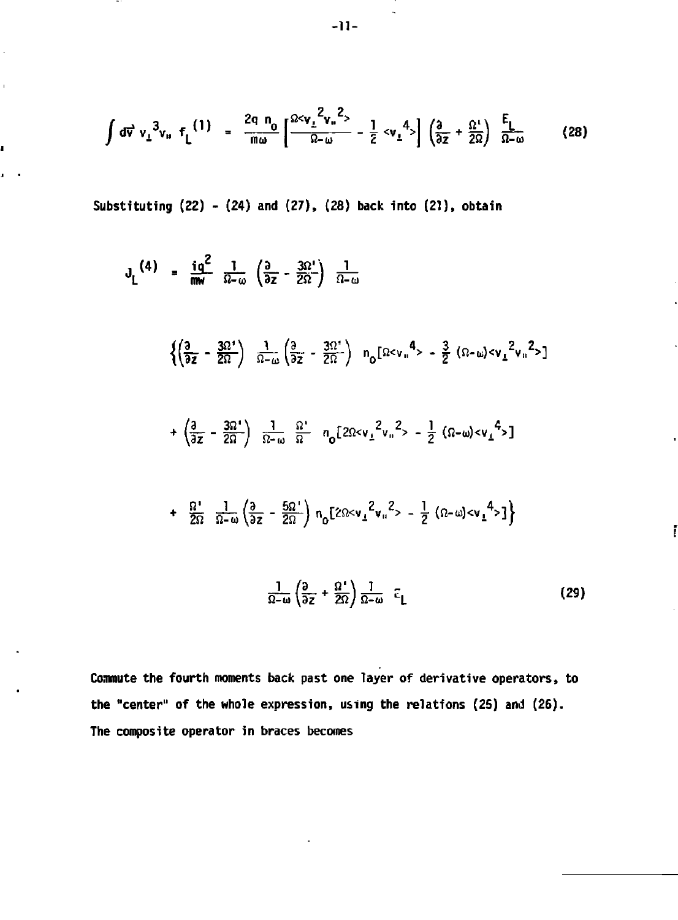$$\int d\vec{v}\, v_\perp^3 v_\parallel\, f_L^{(1)} = \frac{2q\, n_0}{m\omega}\left[\frac{\Omega\langle v_\perp^2 v_\parallel^2\rangle}{\Omega-\omega} - \frac{1}{2}\langle v_\perp^4\rangle\right]\left(\frac{\partial}{\partial z} + \frac{\Omega'}{2\Omega}\right)\frac{E_L}{\Omega-\omega} \tag{28}$$

Substituting (22) - (24) and (27), (28) back into (21), obtain

$$J_L^{(4)} = \frac{iq^2}{m\omega}\,\frac{1}{\Omega-\omega}\left(\frac{\partial}{\partial z} - \frac{3\Omega'}{2\Omega}\right)\frac{1}{\Omega-\omega}$$

$$\left\{\left(\frac{\partial}{\partial z} - \frac{3\Omega'}{2\Omega}\right)\frac{1}{\Omega-\omega}\left(\frac{\partial}{\partial z} - \frac{3\Omega'}{2\Omega}\right) n_0\left[\Omega\langle v_\parallel^4\rangle - \frac{3}{2}(\Omega-\omega)\langle v_\perp^2 v_\parallel^2\rangle\right]\right.$$

$$+ \left(\frac{\partial}{\partial z} - \frac{3\Omega'}{2\Omega}\right)\frac{1}{\Omega-\omega}\,\frac{\Omega'}{\Omega}\; n_0\left[2\Omega\langle v_\perp^2 v_\parallel^2\rangle - \frac{1}{2}(\Omega-\omega)\langle v_\perp^4\rangle\right]$$

$$\left. + \frac{\Omega'}{2\Omega}\,\frac{1}{\Omega-\omega}\left(\frac{\partial}{\partial z} - \frac{5\Omega'}{2\Omega}\right) n_0\left[2\Omega\langle v_\perp^2 v_\parallel^2\rangle - \frac{1}{2}(\Omega-\omega)\langle v_\perp^4\rangle\right]\right\}$$

$$\frac{1}{\Omega-\omega}\left(\frac{\partial}{\partial z} + \frac{\Omega'}{2\Omega}\right)\frac{1}{\Omega-\omega}\; E_L \tag{29}$$

Commute the fourth moments back past one layer of derivative operators, to the "center" of the whole expression, using the relations (25) and (26). The composite operator in braces becomes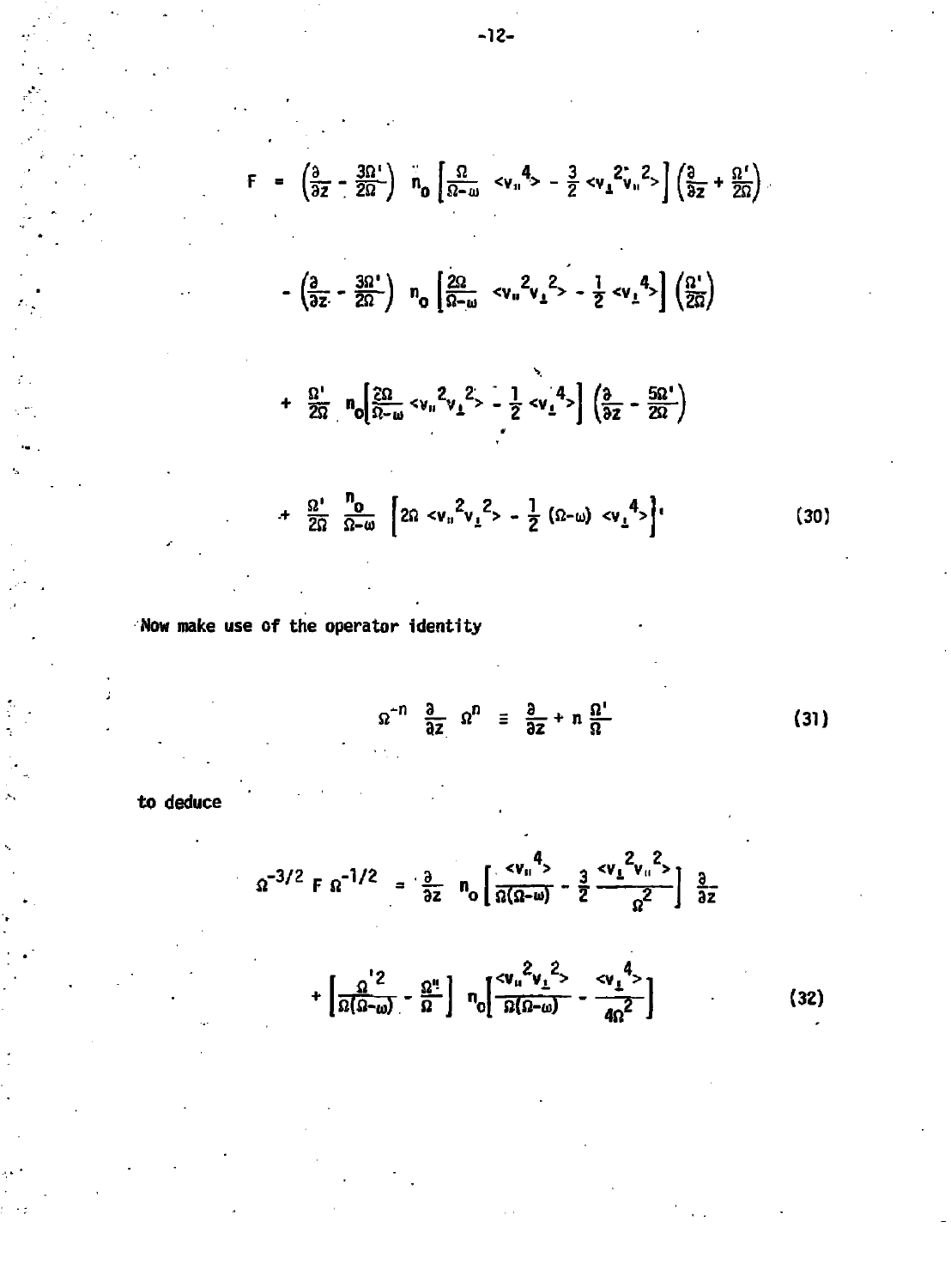$$F = \left(\frac{\partial}{\partial z} - \frac{3\Omega'}{2\Omega}\right) n_o \left[\frac{\Omega}{\Omega-\omega} <v_\parallel{}^4> - \frac{3}{2} <v_\perp{}^2 v_\parallel{}^2>\right] \left(\frac{\partial}{\partial z} + \frac{\Omega'}{2\Omega}\right)$$

$$- \left(\frac{\partial}{\partial z} - \frac{3\Omega'}{2\Omega}\right) n_o \left[\frac{2\Omega}{\Omega-\omega} <v_\parallel{}^2 v_\perp{}^2> - \frac{1}{2} <v_\perp{}^4>\right] \left(\frac{\Omega'}{2\Omega}\right)$$

$$+ \frac{\Omega'}{2\Omega} n_o \left[\frac{2\Omega}{\Omega-\omega} <v_\parallel{}^2 v_\perp{}^2> - \frac{1}{2} <v_\perp{}^4>\right] \left(\frac{\partial}{\partial z} - \frac{5\Omega'}{2\Omega}\right)$$

$$+ \frac{\Omega'}{2\Omega} \frac{n_o}{\Omega-\omega} \left[2\Omega <v_\parallel{}^2 v_\perp{}^2> - \frac{1}{2} (\Omega-\omega) <v_\perp{}^4>\right] \tag{30}$$

Now make use of the operator identity

$$\Omega^{-n} \frac{\partial}{\partial z} \Omega^n \equiv \frac{\partial}{\partial z} + n \frac{\Omega'}{\Omega} \tag{31}$$

to deduce

$$\Omega^{-3/2} F \Omega^{-1/2} = \frac{\partial}{\partial z} n_o \left[\frac{<v_\parallel{}^4>}{\Omega(\Omega-\omega)} - \frac{3}{2} \frac{<v_\perp{}^2 v_\parallel{}^2>}{\Omega^2}\right] \frac{\partial}{\partial z}$$

$$+ \left[\frac{\Omega'^2}{\Omega(\Omega-\omega)} - \frac{\Omega''}{\Omega}\right] n_o \left[\frac{<v_\parallel{}^2 v_\perp{}^2>}{\Omega(\Omega-\omega)} - \frac{<v_\perp{}^4>}{4\Omega^2}\right] \tag{32}$$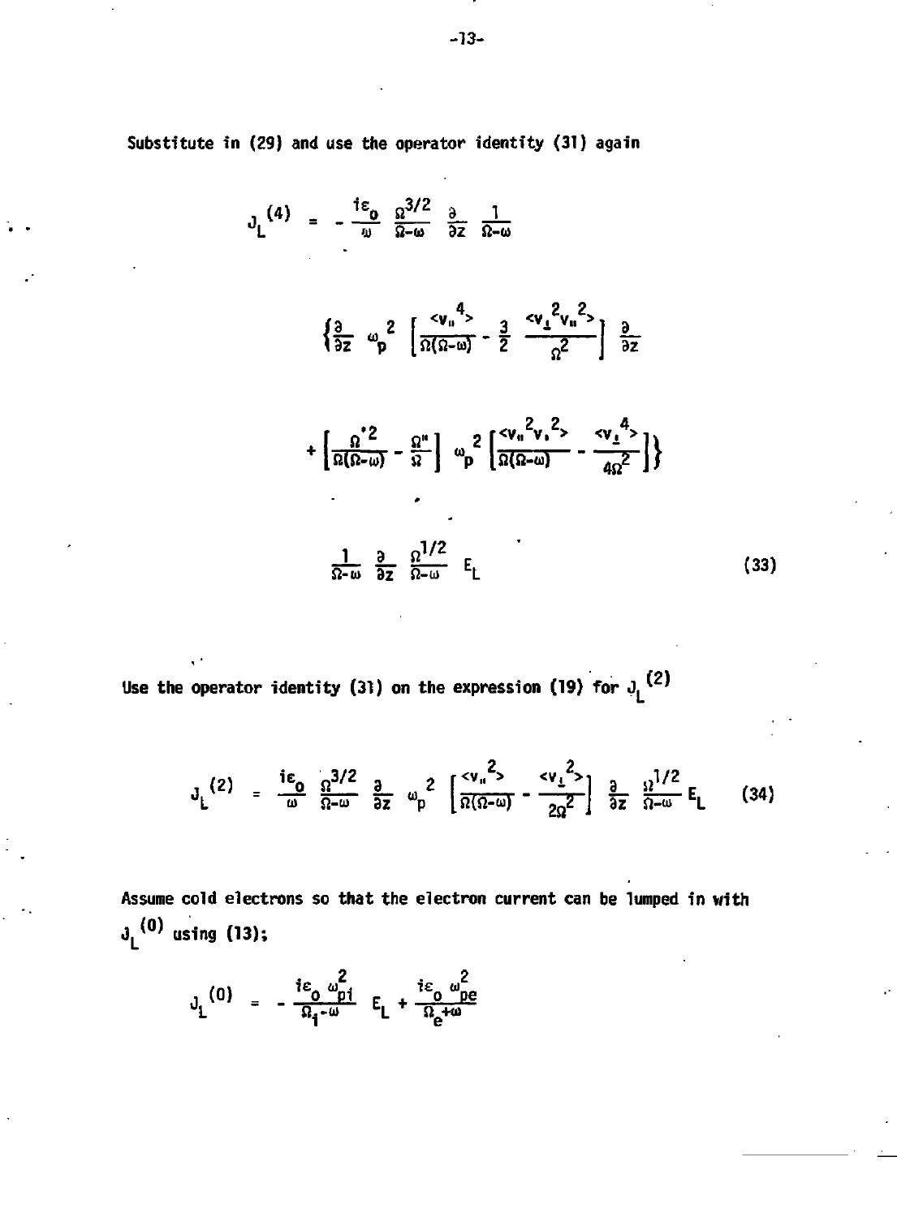Substitute in (29) and use the operator identity (31) again

$$J_L^{(4)} = -\frac{i\varepsilon_0}{\omega}\frac{\Omega^{3/2}}{\Omega-\omega}\frac{\partial}{\partial z}\frac{1}{\Omega-\omega}$$

$$\left\{\frac{\partial}{\partial z}\omega_p^2\left[\frac{\langle v_\parallel^4\rangle}{\Omega(\Omega-\omega)} - \frac{3}{2}\frac{\langle v_\perp^2 v_\parallel^2\rangle}{\Omega^2}\right]\frac{\partial}{\partial z}\right.$$

$$\left. + \left[\frac{\Omega'^2}{\Omega(\Omega-\omega)} - \frac{\Omega''}{\Omega}\right]\omega_p^2\left[\frac{\langle v_\parallel^2 v_\perp^2\rangle}{\Omega(\Omega-\omega)} - \frac{\langle v_\perp^4\rangle}{4\Omega^2}\right]\right\}$$

$$\frac{1}{\Omega-\omega}\frac{\partial}{\partial z}\frac{\Omega^{1/2}}{\Omega-\omega}E_L \tag{33}$$

Use the operator identity (31) on the expression (19) for $J_L^{(2)}$

$$J_L^{(2)} = \frac{i\varepsilon_0}{\omega}\frac{\Omega^{3/2}}{\Omega-\omega}\frac{\partial}{\partial z}\omega_p^2\left[\frac{\langle v_\parallel^2\rangle}{\Omega(\Omega-\omega)} - \frac{\langle v_\perp^2\rangle}{2\Omega^2}\right]\frac{\partial}{\partial z}\frac{\Omega^{1/2}}{\Omega-\omega}E_L \tag{34}$$

Assume cold electrons so that the electron current can be lumped in with $J_L^{(0)}$ using (13);

$$J_L^{(0)} = -\frac{i\varepsilon_0\,\omega_{pi}^2}{\Omega_i-\omega}E_L + \frac{i\varepsilon_0\,\omega_{pe}^2}{\Omega_e+\omega}$$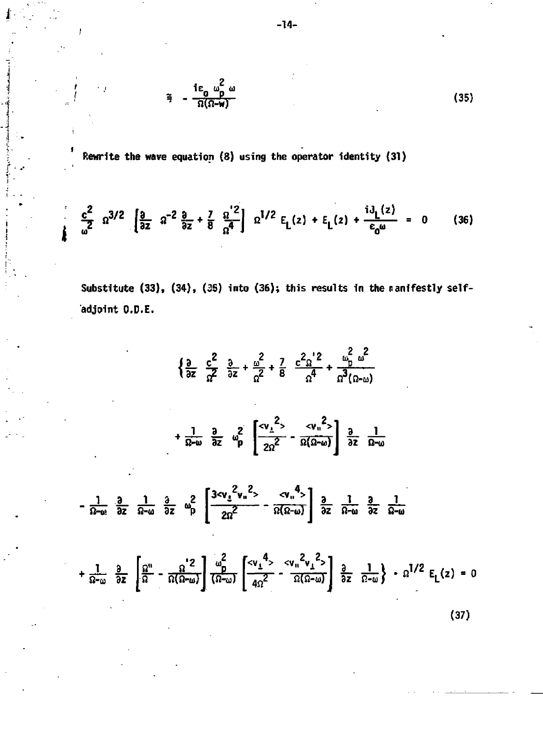$$\cong -\frac{i\varepsilon_0 \omega_p^2 \omega}{\Omega(\Omega-w)} \tag{35}$$

Rewrite the wave equation (8) using the operator identity (31)

$$\frac{c^2}{\omega^2} \Omega^{3/2} \left[\frac{\partial}{\partial z} \Omega^{-2} \frac{\partial}{\partial z} + \frac{7}{8} \frac{\Omega'^2}{\Omega^4}\right] \Omega^{1/2} E_L(z) + E_L(z) + \frac{iJ_L(z)}{\varepsilon_0 \omega} = 0 \tag{36}$$

Substitute (33), (34), (35) into (36); this results in the manifestly self-adjoint O.D.E.

$$\left\{\frac{\partial}{\partial z} \frac{c^2}{\Omega^2} \frac{\partial}{\partial z} + \frac{\omega^2}{\Omega^2} + \frac{7}{8} \frac{c^2 \Omega'^2}{\Omega^4} + \frac{\omega_p^2 \omega^2}{\Omega^3(\Omega-\omega)}\right.$$

$$+ \frac{1}{\Omega-\omega} \frac{\partial}{\partial z} \omega_p^2 \left[\frac{\langle v_\perp^2\rangle}{2\Omega^2} - \frac{\langle v_\parallel^2\rangle}{\Omega(\Omega-\omega)}\right] \frac{\partial}{\partial z} \frac{1}{\Omega-\omega}$$

$$- \frac{1}{\Omega-\omega} \frac{\partial}{\partial z} \frac{1}{\Omega-\omega} \frac{\partial}{\partial z} \omega_p^2 \left[\frac{3\langle v_\perp^2 v_\parallel^2\rangle}{2\Omega^2} - \frac{\langle v_\parallel^4\rangle}{\Omega(\Omega-\omega)}\right] \frac{\partial}{\partial z} \frac{1}{\Omega-\omega} \frac{\partial}{\partial z} \frac{1}{\Omega-\omega}$$

$$\left. + \frac{1}{\Omega-\omega} \frac{\partial}{\partial z} \left[\frac{\Omega''}{\Omega} - \frac{\Omega'^2}{\Omega(\Omega-\omega)}\right] \frac{\omega_p^2}{(\Omega-\omega)} \left[\frac{\langle v_\perp^4\rangle}{4\Omega^2} - \frac{\langle v_\parallel^2 v_\perp^2\rangle}{\Omega(\Omega-\omega)}\right] \frac{\partial}{\partial z} \frac{1}{\Omega-\omega}\right\} \cdot \Omega^{1/2} E_L(z) = 0$$

$$\tag{37}$$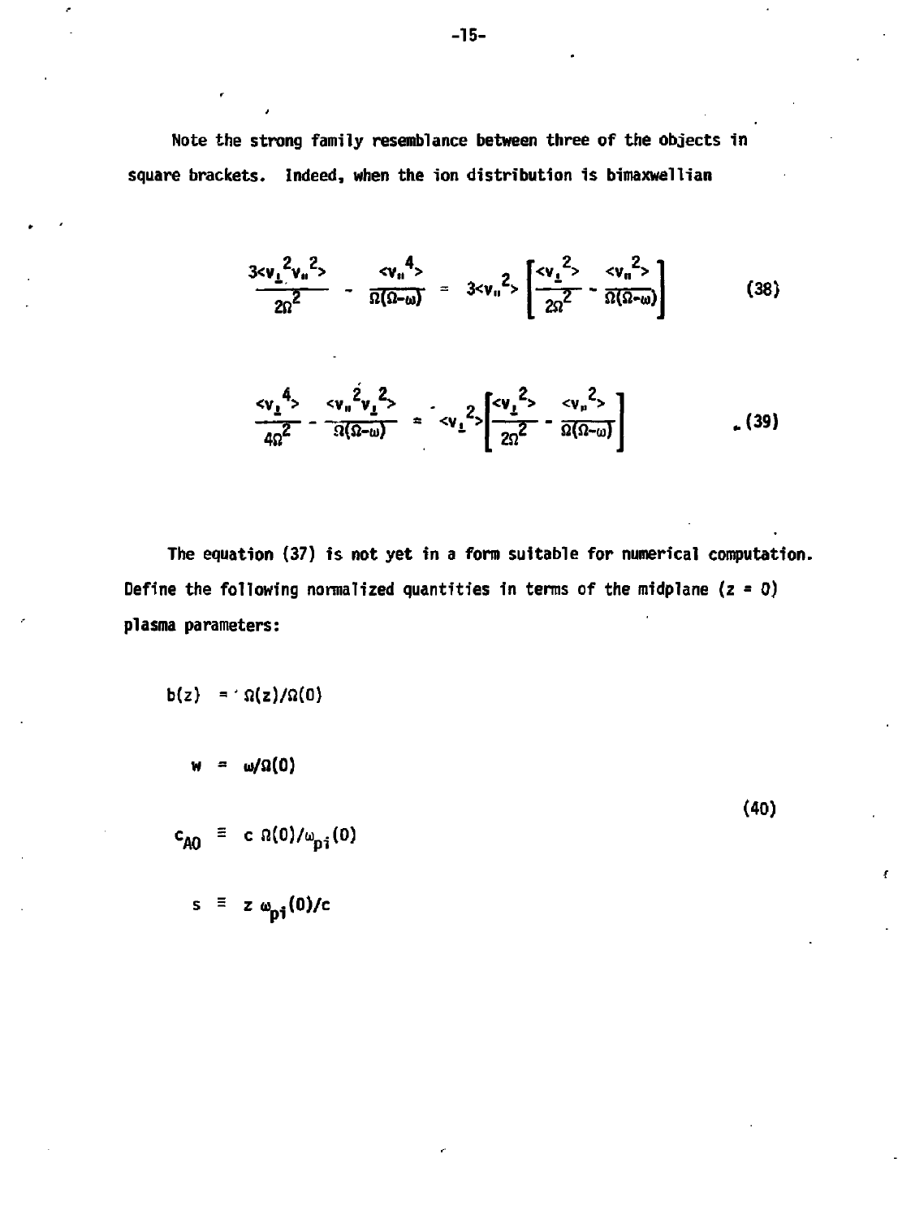Note the strong family resemblance between three of the objects in square brackets. Indeed, when the ion distribution is bimaxwellian

$$\frac{3\langle v_\perp^2 v_\parallel^2\rangle}{2\Omega^2} - \frac{\langle v_\parallel^4\rangle}{\Omega(\Omega-\omega)} = 3\langle v_\parallel^2\rangle\left[\frac{\langle v_\perp^2\rangle}{2\Omega^2} - \frac{\langle v_\parallel^2\rangle}{\Omega(\Omega-\omega)}\right] \tag{38}$$

$$\frac{\langle v_\perp^4\rangle}{4\Omega^2} - \frac{\langle v_\parallel^2 v_\perp^2\rangle}{\Omega(\Omega-\omega)} = \langle v_\perp^2\rangle\left[\frac{\langle v_\perp^2\rangle}{2\Omega^2} - \frac{\langle v_\parallel^2\rangle}{\Omega(\Omega-\omega)}\right] \tag{39}$$

The equation (37) is not yet in a form suitable for numerical computation. Define the following normalized quantities in terms of the midplane ($z = 0$) plasma parameters:

$$\begin{aligned}
b(z) &= \Omega(z)/\Omega(0) \\
w &= \omega/\Omega(0) \\
c_{A0} &\equiv c\,\Omega(0)/\omega_{pi}(0) \\
s &\equiv z\,\omega_{pi}(0)/c
\end{aligned} \tag{40}$$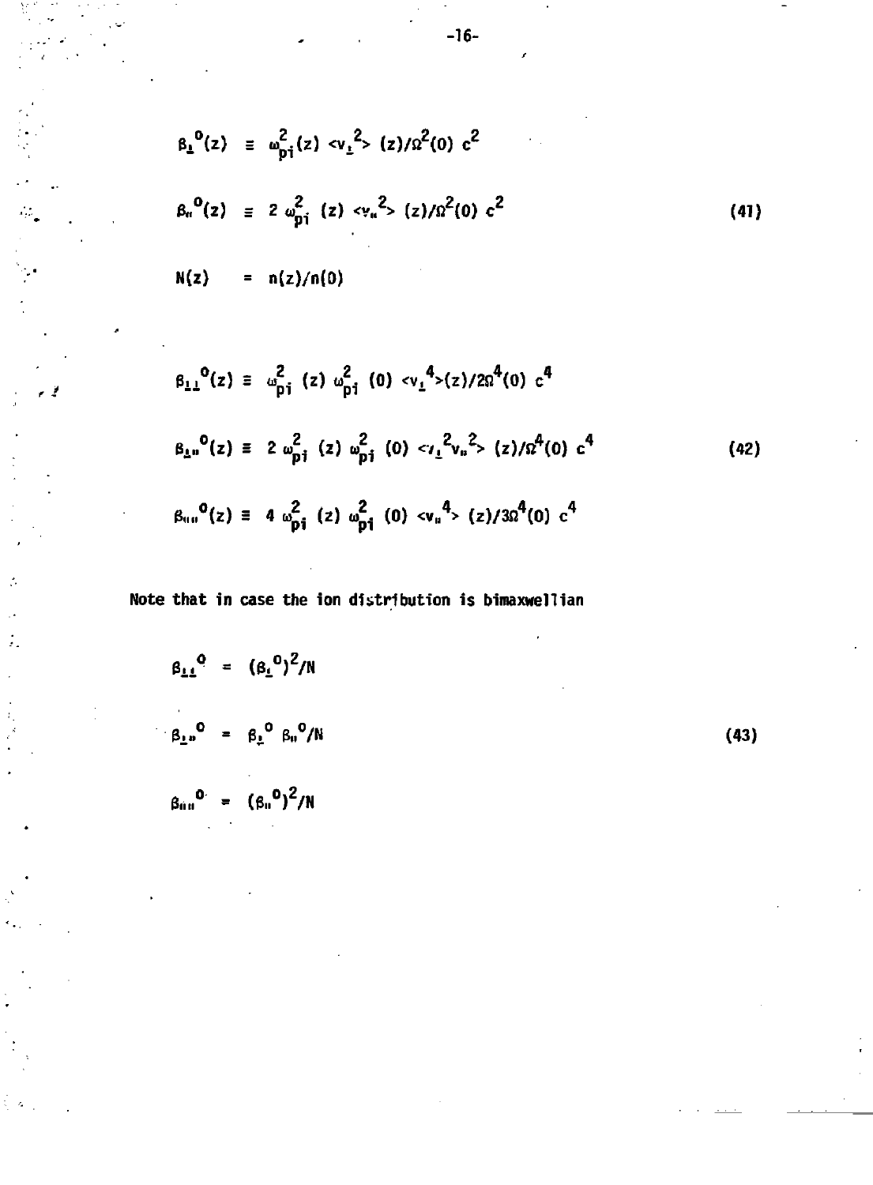$$\beta_\perp^{o}(z) \equiv \omega_{pi}^2(z) \langle v_\perp^2 \rangle (z)/\Omega^2(0)\, c^2$$

$$\beta_\parallel^{o}(z) \equiv 2\, \omega_{pi}^2 (z) \langle v_\parallel^2 \rangle (z)/\Omega^2(0)\, c^2 \tag{41}$$

$$N(z) = n(z)/n(0)$$

$$\beta_{\perp\perp}^{o}(z) \equiv \omega_{pi}^2 (z)\, \omega_{pi}^2 (0) \langle v_\perp^4 \rangle (z)/2\Omega^4(0)\, c^4$$

$$\beta_{\perp\parallel}^{o}(z) \equiv 2\, \omega_{pi}^2 (z)\, \omega_{pi}^2 (0) \langle v_\perp^2 v_\parallel^2 \rangle (z)/\Omega^4(0)\, c^4 \tag{42}$$

$$\beta_{\parallel\parallel}^{o}(z) \equiv 4\, \omega_{pi}^2 (z)\, \omega_{pi}^2 (0) \langle v_\parallel^4 \rangle (z)/3\Omega^4(0)\, c^4$$

Note that in case the ion distribution is bimaxwellian

$$\beta_{\perp\perp}^{o} = (\beta_\perp^{o})^2/N$$

$$\beta_{\perp\parallel}^{o} = \beta_\perp^{o}\, \beta_\parallel^{o}/N \tag{43}$$

$$\beta_{\parallel\parallel}^{o} = (\beta_\parallel^{o})^2/N$$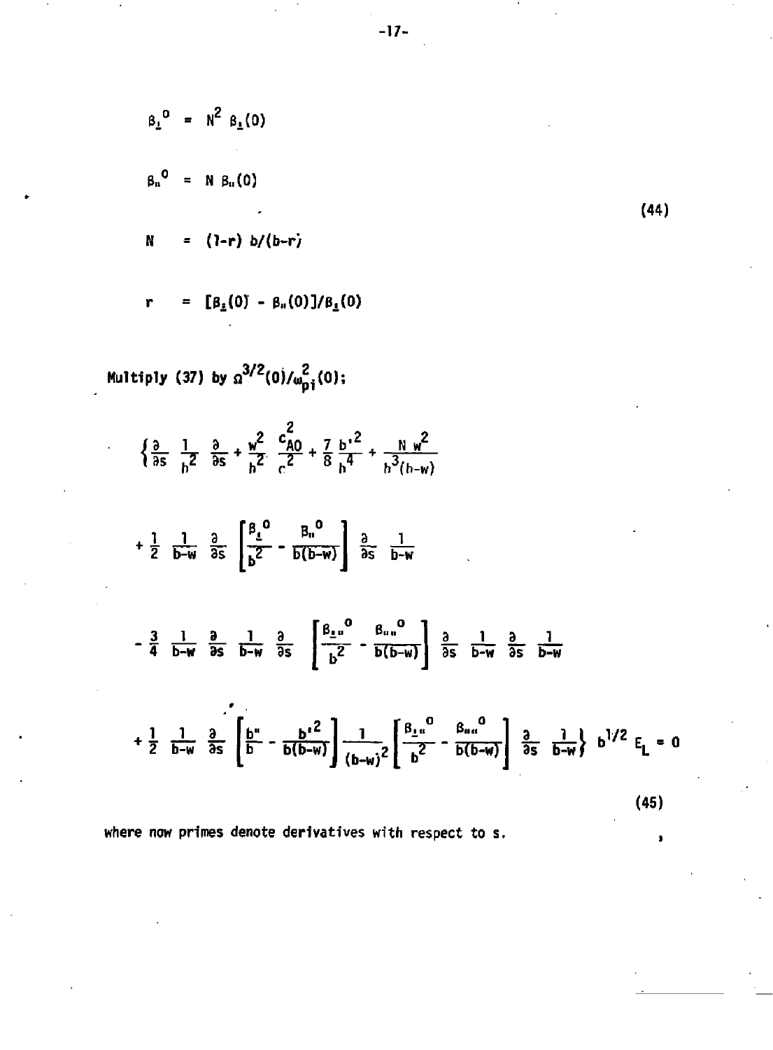$$
\begin{aligned}
\beta_\perp{}^0 &= N^2\, \beta_\perp(0) \\
\beta_\parallel{}^0 &= N\, \beta_\parallel(0) \\
N &= (1-r)\, b/(b-r) \\
r &= [\beta_\perp(0) - \beta_\parallel(0)]/\beta_\perp(0)
\end{aligned}
\tag{44}
$$

Multiply (37) by $\Omega^{3/2}(0)/\omega_{pi}^2(0)$;

$$
\begin{aligned}
&\left\{ \frac{\partial}{\partial s} \frac{1}{b^2} \frac{\partial}{\partial s} + \frac{w^2}{b^2} \frac{c_{A0}^2}{c^2} + \frac{7}{8} \frac{b'^2}{b^4} + \frac{N\, w^2}{b^3(b-w)} \right. \\
&+ \frac{1}{2} \frac{1}{b-w} \frac{\partial}{\partial s} \left[ \frac{\beta_\perp{}^0}{b^2} - \frac{\beta_\parallel{}^0}{b(b-w)} \right] \frac{\partial}{\partial s} \frac{1}{b-w} \\
&- \frac{3}{4} \frac{1}{b-w} \frac{\partial}{\partial s} \frac{1}{b-w} \frac{\partial}{\partial s} \left[ \frac{\beta_{\perp\parallel}{}^0}{b^2} - \frac{\beta_{\parallel\parallel}{}^0}{b(b-w)} \right] \frac{\partial}{\partial s} \frac{1}{b-w} \frac{\partial}{\partial s} \frac{1}{b-w} \\
&\left. + \frac{1}{2} \frac{1}{b-w} \frac{\partial}{\partial s} \left[ \frac{b''}{b} - \frac{b'^2}{b(b-w)} \right] \frac{1}{(b-w)^2} \left[ \frac{\beta_{\perp\parallel}{}^0}{b^2} - \frac{\beta_{\parallel\parallel}{}^0}{b(b-w)} \right] \frac{\partial}{\partial s} \frac{1}{b-w} \right\} b^{1/2}\, E_L = 0
\end{aligned}
\tag{45}
$$

where now primes denote derivatives with respect to s.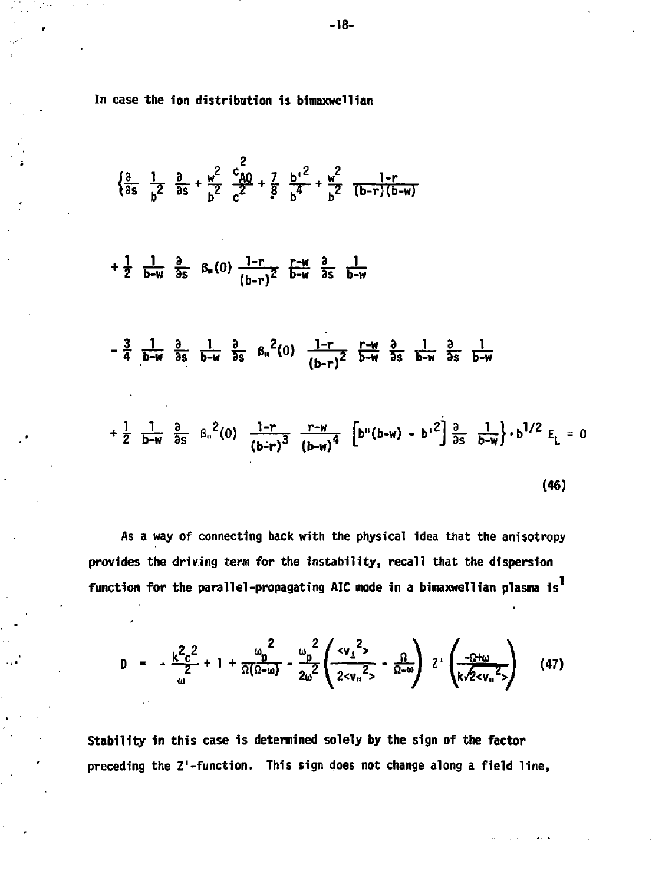In case the ion distribution is bimaxwellian

$$\left\{\frac{\partial}{\partial s}\ \frac{1}{b^2}\ \frac{\partial}{\partial s} + \frac{w^2}{b^2}\ \frac{c_{A0}^2}{c^2} + \frac{7}{8}\ \frac{b'^2}{b^4} + \frac{w^2}{b^2}\ \frac{1-r}{(b-r)(b-w)}\right.$$

$$+ \frac{1}{2}\ \frac{1}{b-w}\ \frac{\partial}{\partial s}\ \beta_{\parallel}(0)\ \frac{1-r}{(b-r)^2}\ \frac{r-w}{b-w}\ \frac{\partial}{\partial s}\ \frac{1}{b-w}$$

$$- \frac{3}{4}\ \frac{1}{b-w}\ \frac{\partial}{\partial s}\ \frac{1}{b-w}\ \frac{\partial}{\partial s}\ \beta_{\parallel}^2(0)\ \frac{1-r}{(b-r)^2}\ \frac{r-w}{b-w}\ \frac{\partial}{\partial s}\ \frac{1}{b-w}\ \frac{\partial}{\partial s}\ \frac{1}{b-w}$$

$$\left. + \frac{1}{2}\ \frac{1}{b-w}\ \frac{\partial}{\partial s}\ \beta_{\parallel}^2(0)\ \frac{1-r}{(b-r)^3}\ \frac{r-w}{(b-w)^4}\ \left[b''(b-w) - b'^2\right] \frac{\partial}{\partial s}\ \frac{1}{b-w}\right\} \cdot b^{1/2}\ E_L = 0 \tag{46}$$

As a way of connecting back with the physical idea that the anisotropy provides the driving term for the instability, recall that the dispersion function for the parallel-propagating AIC mode in a bimaxwellian plasma is[1]

$$D = -\frac{k^2 c^2}{\omega^2} + 1 + \frac{\omega_p^2}{\Omega(\Omega-\omega)} - \frac{\omega_p^2}{2\omega^2}\left(\frac{\langle v_\perp^2\rangle}{2\langle v_\parallel^2\rangle} - \frac{\Omega}{\Omega-\omega}\right) Z'\left(\frac{-\Omega+\omega}{k\sqrt{2\langle v_\parallel^2\rangle}}\right) \tag{47}$$

Stability in this case is determined solely by the sign of the factor preceding the $Z'$-function. This sign does not change along a field line,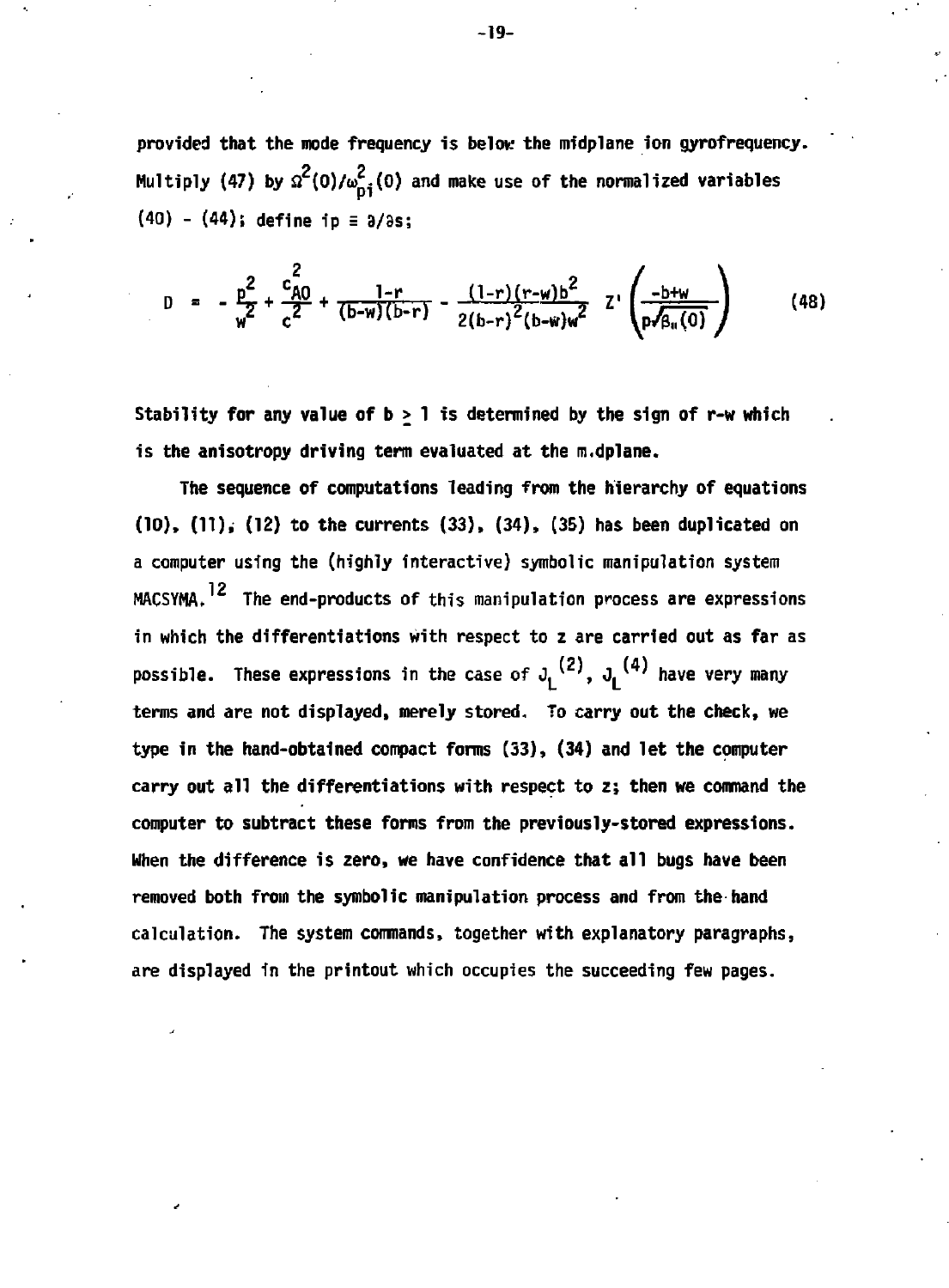provided that the mode frequency is below the midplane ion gyrofrequency. Multiply (47) by $\Omega^2(0)/\omega_{pi}^2(0)$ and make use of the normalized variables (40) - (44); define $ip \equiv \partial/\partial s$;

$$D = -\frac{p^2}{w^2} + \frac{c_{A0}^2}{c^2} + \frac{1-r}{(b-w)(b-r)} - \frac{(1-r)(r-w)b^2}{2(b-r)^2(b-w)w^2} \; Z'\left(\frac{-b+w}{p\sqrt{\beta_\parallel(0)}}\right) \tag{48}$$

Stability for any value of $b \geq 1$ is determined by the sign of $r-w$ which is the anisotropy driving term evaluated at the midplane.

The sequence of computations leading from the hierarchy of equations (10), (11), (12) to the currents (33), (34), (35) has been duplicated on a computer using the (highly interactive) symbolic manipulation system MACSYMA.[12] The end-products of this manipulation process are expressions in which the differentiations with respect to z are carried out as far as possible. These expressions in the case of $J_L^{(2)}$, $J_L^{(4)}$ have very many terms and are not displayed, merely stored. To carry out the check, we type in the hand-obtained compact forms (33), (34) and let the computer carry out all the differentiations with respect to z; then we command the computer to subtract these forms from the previously-stored expressions. When the difference is zero, we have confidence that all bugs have been removed both from the symbolic manipulation process and from the hand calculation. The system commands, together with explanatory paragraphs, are displayed in the printout which occupies the succeeding few pages.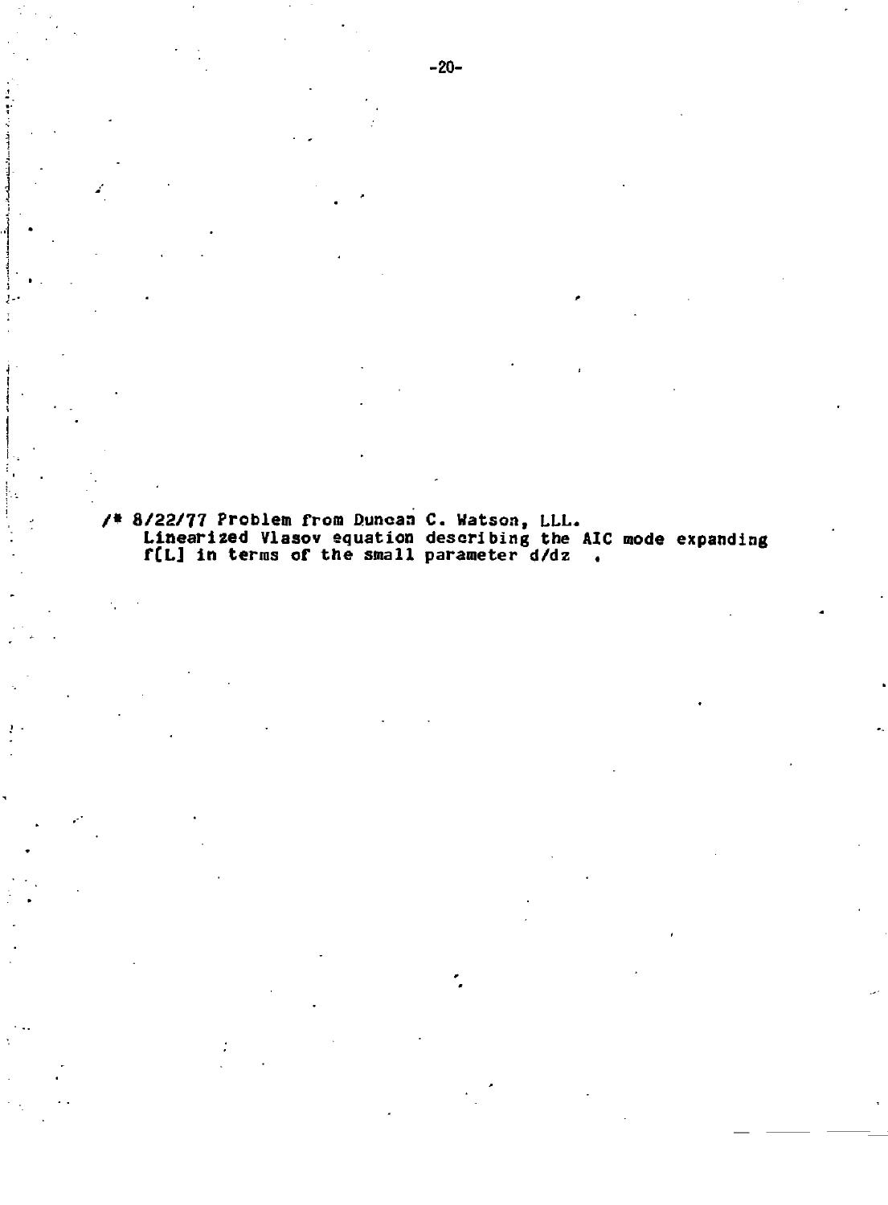```
/* 8/22/77 Problem from Duncan C. Watson, LLL.
   Linearized Vlasov equation describing the AIC mode expanding
   f[L] in terms of the small parameter d/dz  .
```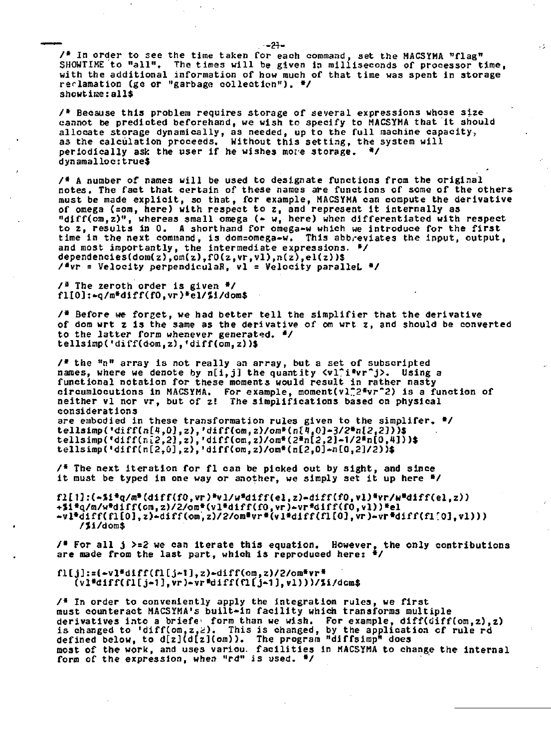```
/* In order to see the time taken for each command, set the MACSYMA "flag"
SHOWTIME to "all". The times will be given in milliseconds of processor time,
with the additional information of how much of that time was spent in storage
reclamation (gc or "garbage collection"). */
showtime:all$

/* Because this problem requires storage of several expressions whose size
cannot be predicted beforehand, we wish to specify to MACSYMA that it should
allocate storage dynamically, as needed, up to the full machine capacity,
as the calculation proceeds. Without this setting, the system will
periodically ask the user if he wishes more storage. */
dynamalloc:true$

/* A number of names will be used to designate functions from the original
notes. The fact that certain of these names are functions of some of the others
must be made explicit, so that, for example, MACSYMA can compute the derivative
of omega (=om, here) with respect to z, and represent it internally as
"diff(om,z)", whereas small omega (= w, here) when differentiated with respect
to z, results in 0. A shorthand for omega-w which we introduce for the first
time in the next command, is dom=omega-w. This abbreviates the input, output,
and most importantly, the intermediate expressions. */
dependencies(dom(z),om(z),f0(z,vr,vl),n(z),el(z))$
/*vr = Velocity perpendicular, vl = Velocity paralleL */

/* The zeroth order is given */
fl[0]:-q/m*diff(f0,vr)*el/%i/dom$

/* Before we forget, we had better tell the simplifier that the derivative
of dom wrt z is the same as the derivative of om wrt z, and should be converted
to the latter form whenever generated. */
tellsimp('diff(dom,z),'diff(om,z))$

/* the "n" array is not really an array, but a set of subscripted
names, where we denote by n[i,j] the quantity <vl^i*vr^j>. Using a
functional notation for these moments would result in rather nasty
circumlocutions in MACSYMA. For example, moment(vl^2*vr^2) is a function of
neither vl nor vr, but of z! The simplifications based on physical
considerations
are embodied in these transformation rules given to the simplifer. */
tellsimp('diff(n[4,0],z),'diff(om,z)/om*(n[4,0]-3/2*n[2,2]))$
tellsimp('diff(n[2,2],z),'diff(om,z)/om*(2*n[2,2]-1/2*n[0,4]))$
tellsimp('diff(n[2,0],z),'diff(om,z)/om*(n[2,0]-n[0,2]/2))$

/* The next iteration for fl can be picked out by sight, and since
it must be typed in one way or another, we simply set it up here */

fl[1]:(-%i*q/m*(diff(f0,vr)*vl/w*diff(el,z)-diff(f0,vl)*vr/w*diff(el,z))
+%i*q/m/w*diff(om,z)/2/om*(vl*diff(f0,vr)-vr*diff(f0,vl))*el
-vl*diff(fl[0],z)-diff(om,z)/2/om*vr*(vl*diff(fl[0],vr)-vr*diff(fl[0],vl)))
    /%i/dom$

/* For all j >=2 we can iterate this equation. However, the only contributions
are made from the last part, which is reproduced here: */

fl[j]:=(-vl*diff(fl[j-1],z)-diff(om,z)/2/om*vr*
    (vl*diff(fl[j-1],vr)-vr*diff(fl[j-1],vl)))/%i/dom$

/* In order to conveniently apply the integration rules, we first
must counteract MACSYMA's built-in facility which transforms multiple
derivatives into a briefer form than we wish. For example, diff(diff(om,z),z)
is changed to 'diff(om,z,2). This is changed, by the application of rule rd
defined below, to d[z](d[z](om)). The program "diffsimp" does
most of the work, and uses various facilities in MACSYMA to change the internal
form of the expression, when "rd" is used. */
```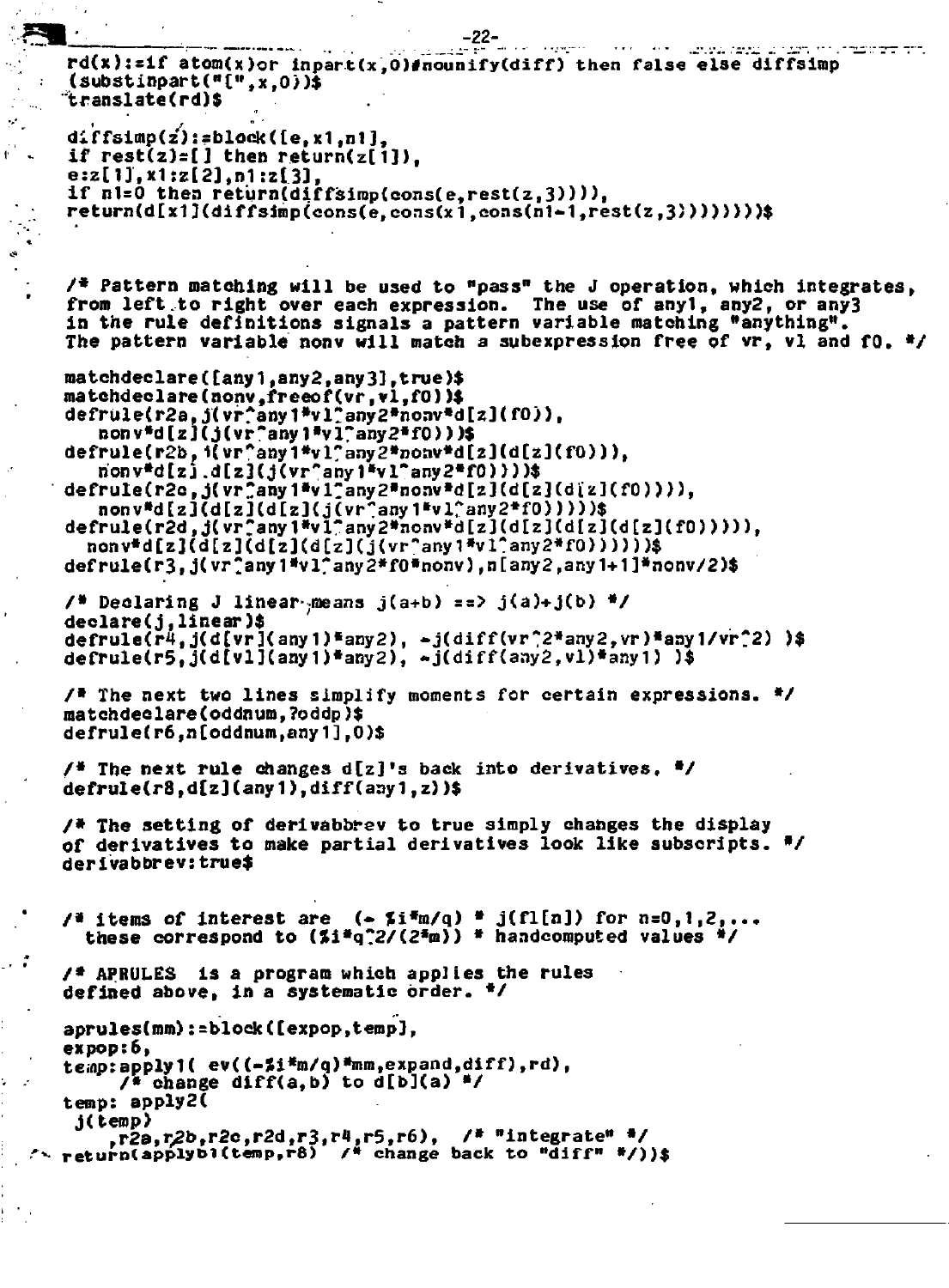```
rd(x):=if atom(x)or inpart(x,0)#nounify(diff) then false else diffsimp
(substinpart("[",x,0))$
translate(rd)$

diffsimp(z):=block([e,x1,n1],
if rest(z)=[] then return(z[1]),
e:z[1],x1:z[2],n1:z[3],
if n1=0 then return(diffsimp(cons(e,rest(z,3)))),
return(d[x1](diffsimp(cons(e,cons(x1,cons(n1-1,rest(z,3))))))))$


/* Pattern matching will be used to "pass" the J operation, which integrates,
from left to right over each expression.  The use of any1, any2, or any3
in the rule definitions signals a pattern variable matching "anything".
The pattern variable nonv will match a subexpression free of vr, vl and f0. */

matchdeclare([any1,any2,any3],true)$
matchdeclare(nonv,freeof(vr,vl,f0))$
defrule(r2a,j(vr^any1*vl^any2*nonv*d[z](f0)),
   nonv*d[z](j(vr^any1*vl^any2*f0)))$
defrule(r2b,j(vr^any1*vl^any2*nonv*d[z](d[z](f0))),
   nonv*d[z].d[z](j(vr^any1*vl^any2*f0))))$
defrule(r2c,j(vr^any1*vl^any2*nonv*d[z](d[z](d[z](f0)))),
   nonv*d[z](d[z](d[z](j(vr^any1*vl^any2*f0)))))$
defrule(r2d,j(vr^any1*vl^any2*nonv*d[z](d[z](d[z](d[z](f0))))),
  nonv*d[z](d[z](d[z](d[z](j(vr^any1*vl^any2*f0))))))$
defrule(r3,j(vr^any1*vl^any2*f0*nonv),n[any2,any1+1]*nonv/2)$

/* Declaring J linear means j(a+b) ==> j(a)+j(b) */
declare(j,linear)$
defrule(r4,j(d[vr](any1)*any2), -j(diff(vr^2*any2,vr)*any1/vr^2) )$
defrule(r5,j(d[vl](any1)*any2), -j(diff(any2,vl)*any1) )$

/* The next two lines simplify moments for certain expressions. */
matchdeclare(oddnum,?oddp)$
defrule(r6,n[oddnum,any1],0)$

/* The next rule changes d[z]'s back into derivatives. */
defrule(r8,d[z](any1),diff(any1,z))$

/* The setting of derivabbrev to true simply changes the display
of derivatives to make partial derivatives look like subscripts. */
derivabbrev:true$


/* items of interest are  (- %i*m/q) * j(fl[n]) for n=0,1,2,...
   these correspond to (%i*q^2/(2*m)) * handcomputed values */

/* APRULES  is a program which applies the rules
defined above, in a systematic order. */

aprules(mm):=block([expop,temp],
expop:6,
temp:apply1( ev((-%i*m/q)*mm,expand,diff),rd),
     /* change diff(a,b) to d[b](a) */
temp: apply2(
 j(temp)
     ,r2a,r2b,r2c,r2d,r3,r4,r5,r6),  /* "integrate" */
return(applyb1(temp,r8)  /* change back to "diff" */))$
```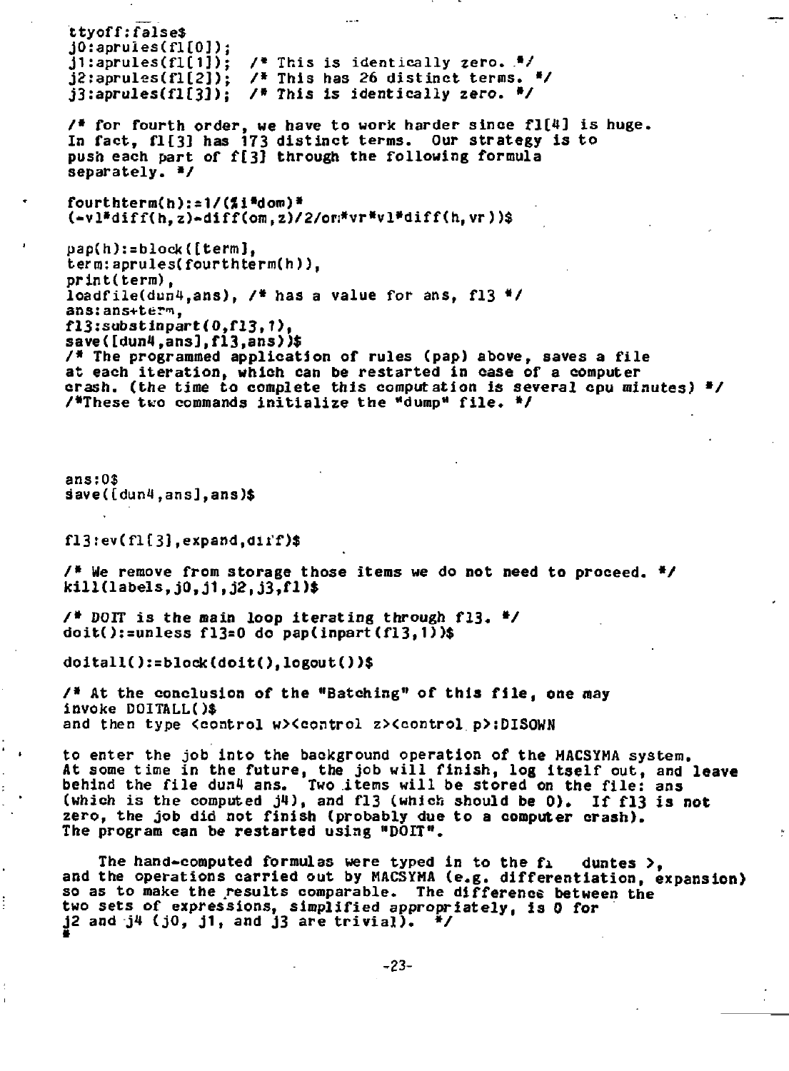```
ttyoff:false$
j0:aprules(fl[0]);
j1:aprules(fl[1]);  /* This is identically zero. */
j2:aprules(fl[2]);  /* This has 26 distinct terms. */
j3:aprules(fl[3]);  /* This is identically zero. */

/* for fourth order, we have to work harder since fl[4] is huge.
In fact, fl[3] has 173 distinct terms.  Our strategy is to
push each part of f[3] through the following formula
separately. */

fourthterm(h):=1/(%i*dom)*
(-vl*diff(h,z)-diff(om,z)/2/om*vr*vl*diff(h,vr))$

pap(h):=block([term],
term:aprules(fourthterm(h)),
print(term),
loadfile(dun4,ans), /* has a value for ans, fl3 */
ans:ans+term,
fl3:substinpart(0,fl3,1),
save([dun4,ans],fl3,ans))$
/* The programmed application of rules (pap) above, saves a file
at each iteration, which can be restarted in case of a computer
crash. (the time to complete this computation is several cpu minutes) */
/*These two commands initialize the "dump" file. */


ans:0$
save([dun4,ans],ans)$


fl3:ev(fl[3],expand,diff)$

/* We remove from storage those items we do not need to proceed. */
kill(labels,j0,j1,j2,j3,fl)$

/* DOIT is the main loop iterating through fl3. */
doit():=unless fl3=0 do pap(inpart(fl3,1))$

doitall():=block(doit(),logout())$

/* At the conclusion of the "Batching" of this file, one may
invoke DOITALL()$
and then type <control w><control z><control p>:DISOWN

to enter the job into the background operation of the MACSYMA system.
At some time in the future, the job will finish, log itself out, and leave
behind the file dun4 ans.  Two items will be stored on the file: ans
(which is the computed j4), and fl3 (which should be 0).  If fl3 is not
zero, the job did not finish (probably due to a computer crash).
The program can be restarted using "DOIT".

    The hand-computed formulas were typed in to the fi  duntes >,
and the operations carried out by MACSYMA (e.g. differentiation, expansion)
so as to make the results comparable.  The difference between the
two sets of expressions, simplified appropriately, is 0 for
j2 and j4 (j0, j1, and j3 are trivial).  */
#
```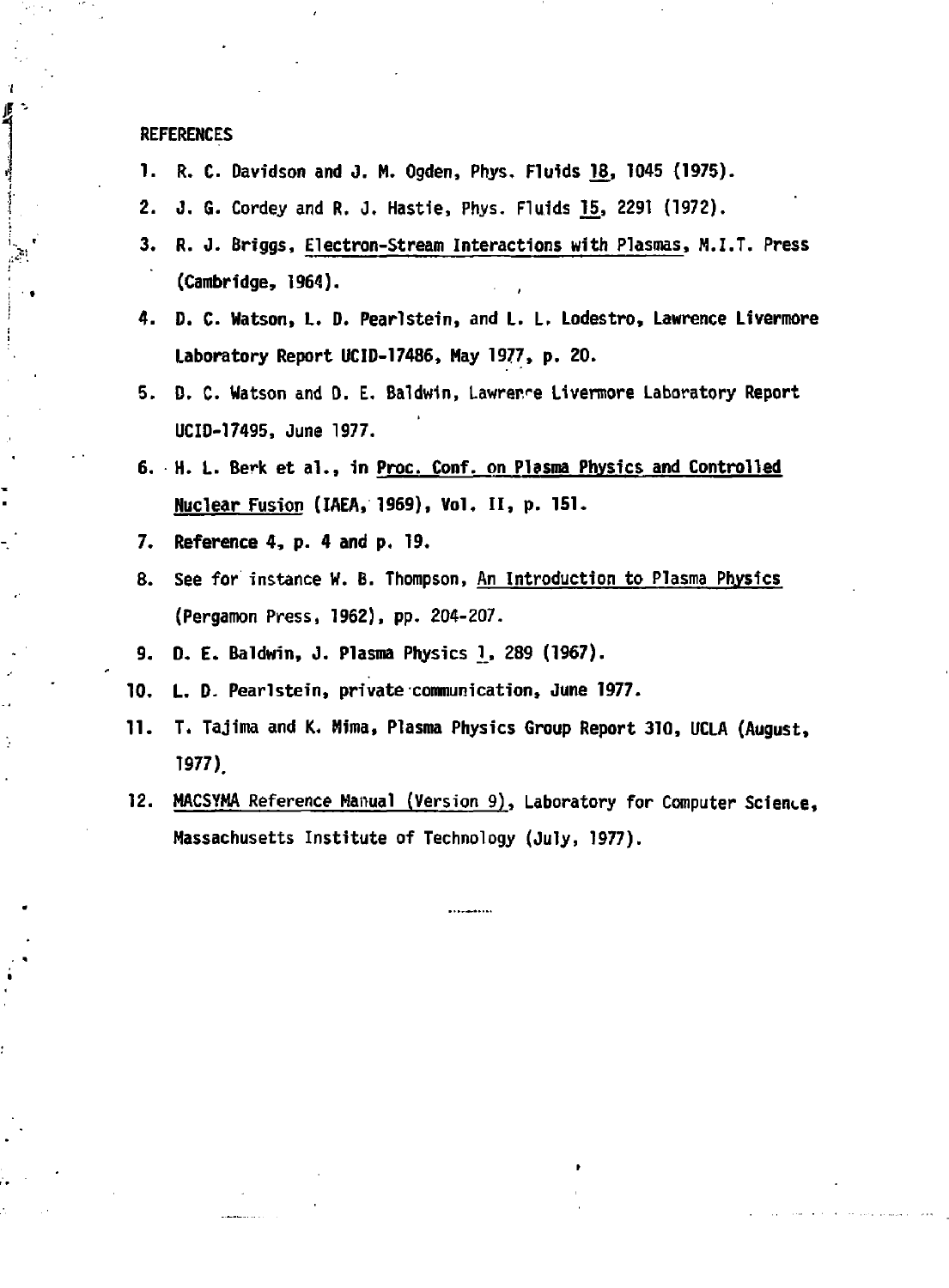## REFERENCES

1. R. C. Davidson and J. M. Ogden, Phys. Fluids 18, 1045 (1975).
2. J. G. Cordey and R. J. Hastie, Phys. Fluids 15, 2291 (1972).
3. R. J. Briggs, Electron-Stream Interactions with Plasmas, M.I.T. Press (Cambridge, 1964).
4. D. C. Watson, L. D. Pearlstein, and L. L. Lodestro, Lawrence Livermore Laboratory Report UCID-17486, May 1977, p. 20.
5. D. C. Watson and D. E. Baldwin, Lawrence Livermore Laboratory Report UCID-17495, June 1977.
6. H. L. Berk et al., in Proc. Conf. on Plasma Physics and Controlled Nuclear Fusion (IAEA, 1969), Vol. II, p. 151.
7. Reference 4, p. 4 and p. 19.
8. See for instance W. B. Thompson, An Introduction to Plasma Physics (Pergamon Press, 1962), pp. 204-207.
9. D. E. Baldwin, J. Plasma Physics 1, 289 (1967).
10. L. D. Pearlstein, private communication, June 1977.
11. T. Tajima and K. Mima, Plasma Physics Group Report 310, UCLA (August, 1977).
12. MACSYMA Reference Manual (Version 9), Laboratory for Computer Science, Massachusetts Institute of Technology (July, 1977).